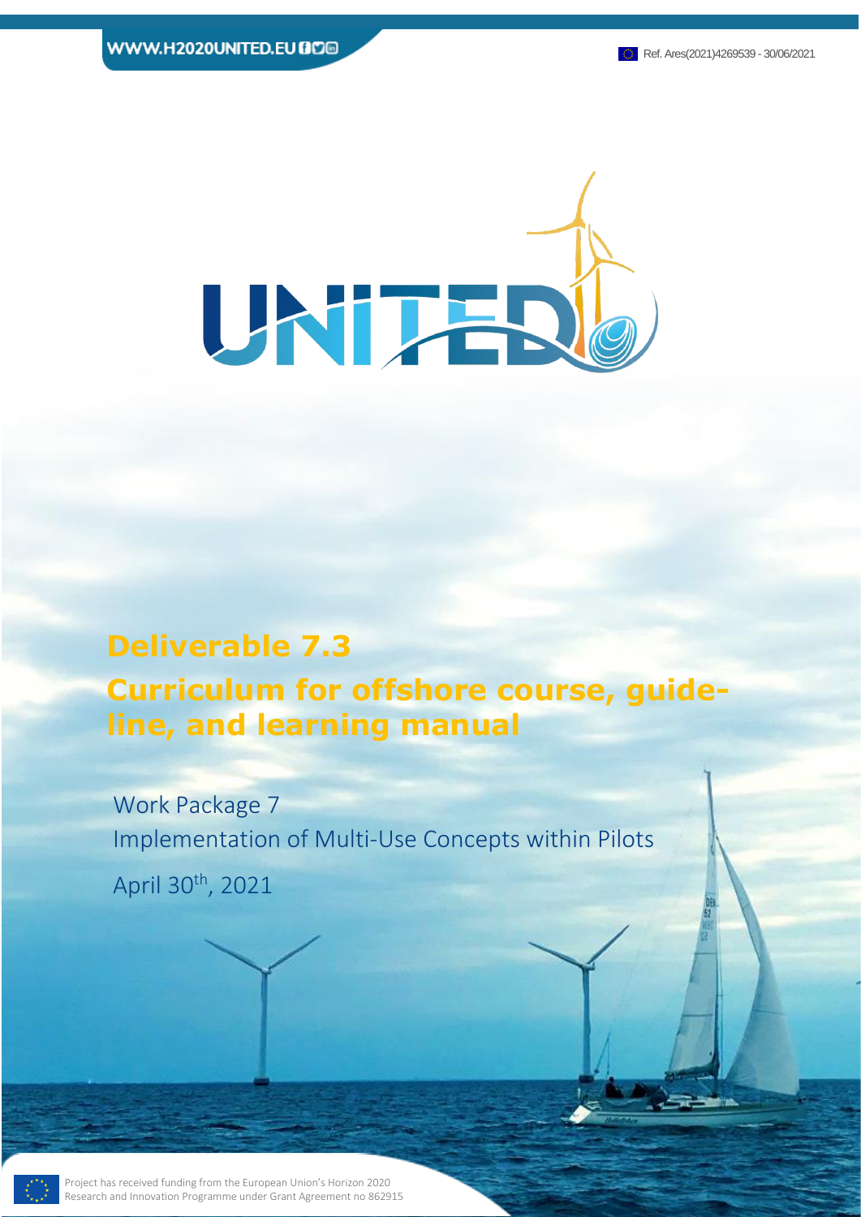WWW.H2020UNITED.EU

Ref. Ares(2021)4269539 - 30/06/2021

UNITED

# Deliverable 7.3

# Curriculum for offshore course, guide-line, and learning manual

Work Package 7

Implementation of Multi-Use Concepts within Pilots

April 30th, 2021

Project has received funding from the European Union's Horizon 2020 Research and Innovation Programme under Grant Agreement no 862915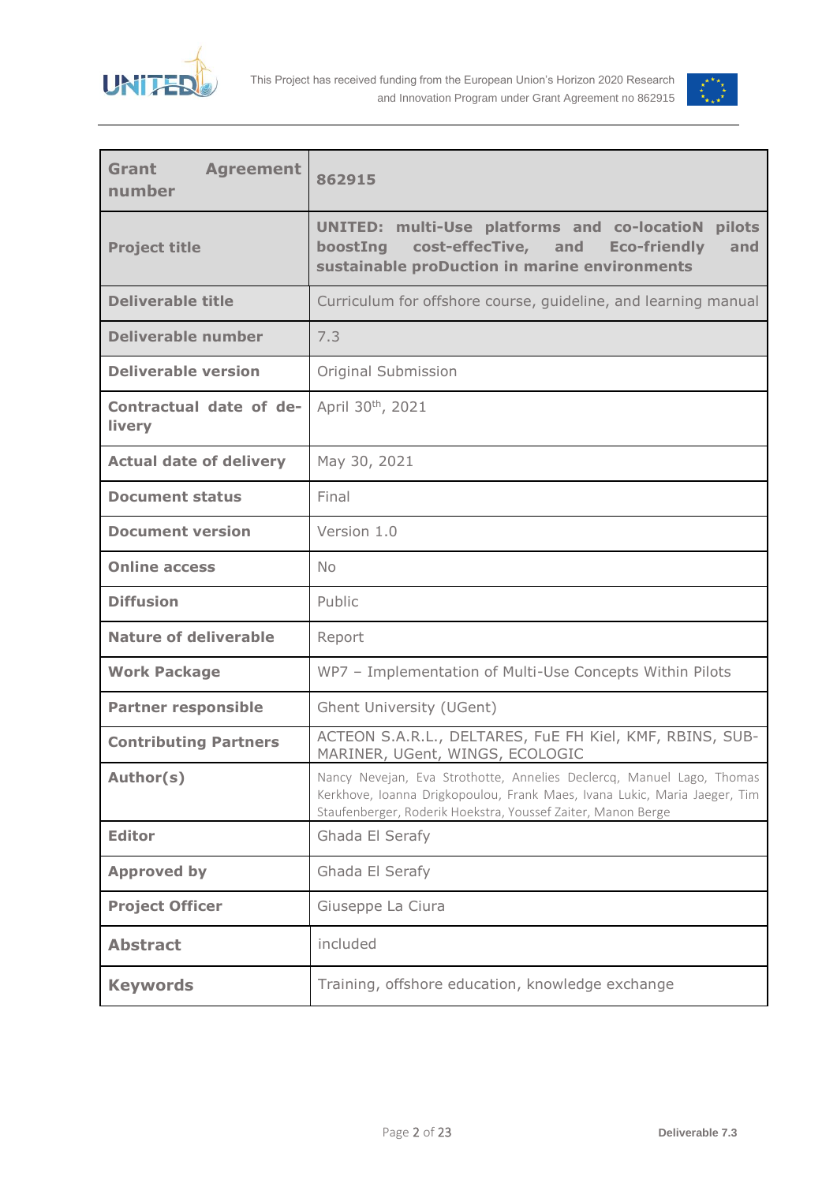| Grant Agreement number | 862915 |
|---|---|
| Project title | UNITED: multi-Use platforms and co-locatioN pilots boostIng cost-effecTive, and Eco-friendly and sustainable proDuction in marine environments |
| Deliverable title | Curriculum for offshore course, guideline, and learning manual |
| Deliverable number | 7.3 |
| Deliverable version | Original Submission |
| Contractual date of delivery | April 30th, 2021 |
| Actual date of delivery | May 30, 2021 |
| Document status | Final |
| Document version | Version 1.0 |
| Online access | No |
| Diffusion | Public |
| Nature of deliverable | Report |
| Work Package | WP7 – Implementation of Multi-Use Concepts Within Pilots |
| Partner responsible | Ghent University (UGent) |
| Contributing Partners | ACTEON S.A.R.L., DELTARES, FuE FH Kiel, KMF, RBINS, SUB-MARINER, UGent, WINGS, ECOLOGIC |
| Author(s) | Nancy Nevejan, Eva Strothotte, Annelies Declercq, Manuel Lago, Thomas Kerkhove, Ioanna Drigkopoulou, Frank Maes, Ivana Lukic, Maria Jaeger, Tim Staufenberger, Roderik Hoekstra, Youssef Zaiter, Manon Berge |
| Editor | Ghada El Serafy |
| Approved by | Ghada El Serafy |
| Project Officer | Giuseppe La Ciura |
| Abstract | included |
| Keywords | Training, offshore education, knowledge exchange |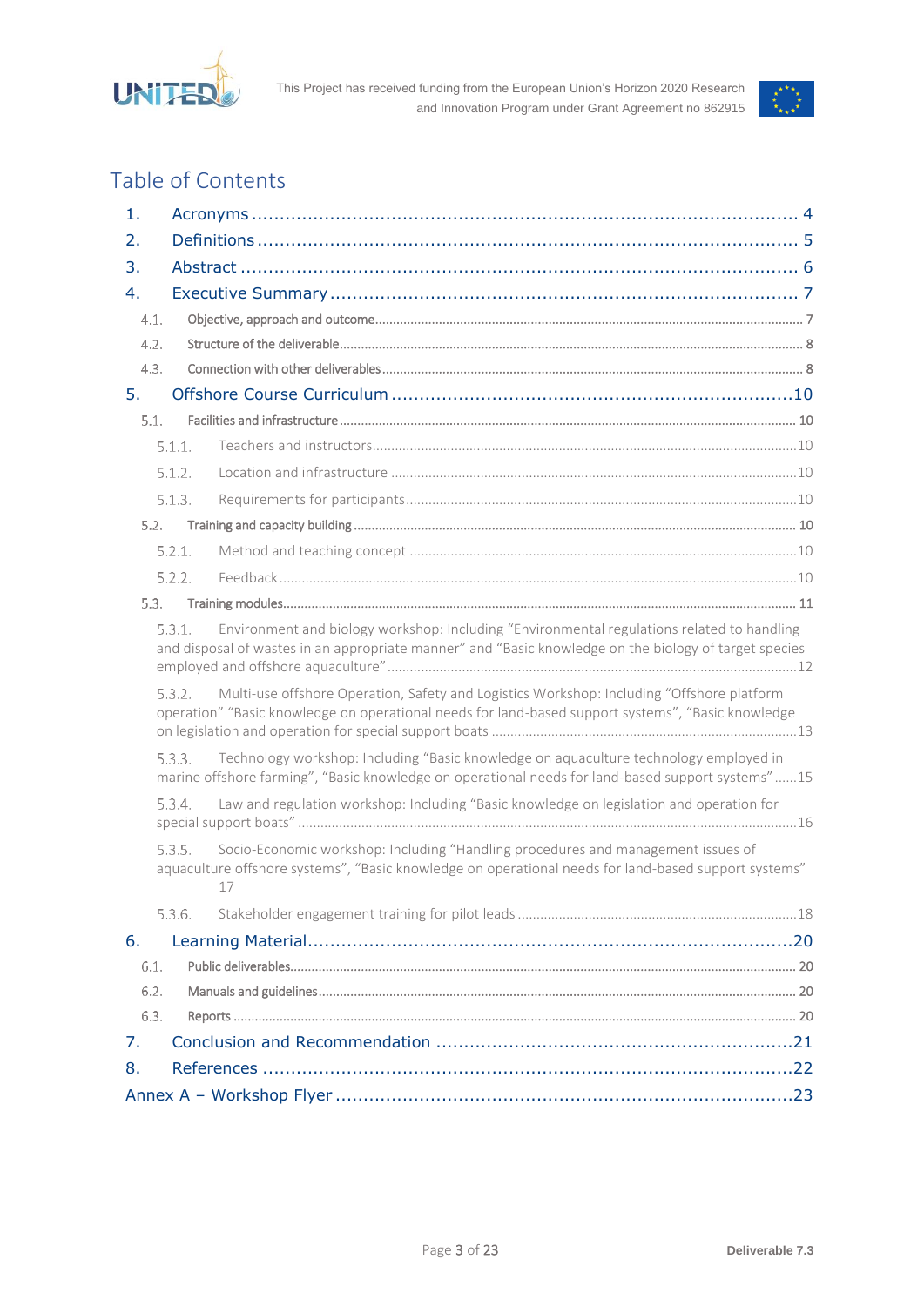# Table of Contents

1. Acronyms ........................................................................................ 4
2. Definitions ...................................................................................... 5
3. Abstract ........................................................................................... 6
4. Executive Summary ......................................................................... 7
   - 4.1. Objective, approach and outcome ......................................................... 7
   - 4.2. Structure of the deliverable .................................................................. 8
   - 4.3. Connection with other deliverables ...................................................... 8
5. Offshore Course Curriculum ............................................................ 10
   - 5.1. Facilities and infrastructure ................................................................ 10
     - 5.1.1. Teachers and instructors ................................................................ 10
     - 5.1.2. Location and infrastructure ............................................................ 10
     - 5.1.3. Requirements for participants ........................................................ 10
   - 5.2. Training and capacity building ............................................................ 10
     - 5.2.1. Method and teaching concept ......................................................... 10
     - 5.2.2. Feedback ........................................................................................ 10
   - 5.3. Training modules ................................................................................ 11
     - 5.3.1. Environment and biology workshop: Including "Environmental regulations related to handling and disposal of wastes in an appropriate manner" and "Basic knowledge on the biology of target species employed and offshore aquaculture" ........ 12
     - 5.3.2. Multi-use offshore Operation, Safety and Logistics Workshop: Including "Offshore platform operation" "Basic knowledge on operational needs for land-based support systems", "Basic knowledge on legislation and operation for special support boats ........ 13
     - 5.3.3. Technology workshop: Including "Basic knowledge on aquaculture technology employed in marine offshore farming", "Basic knowledge on operational needs for land-based support systems" ...... 15
     - 5.3.4. Law and regulation workshop: Including "Basic knowledge on legislation and operation for special support boats" ........ 16
     - 5.3.5. Socio-Economic workshop: Including "Handling procedures and management issues of aquaculture offshore systems", "Basic knowledge on operational needs for land-based support systems" 17
     - 5.3.6. Stakeholder engagement training for pilot leads ........................... 18
6. Learning Material ............................................................................ 20
   - 6.1. Public deliverables ............................................................................... 20
   - 6.2. Manuals and guidelines ....................................................................... 20
   - 6.3. Reports ................................................................................................ 20
7. Conclusion and Recommendation ................................................... 21
8. References ....................................................................................... 22

Annex A – Workshop Flyer ................................................................... 23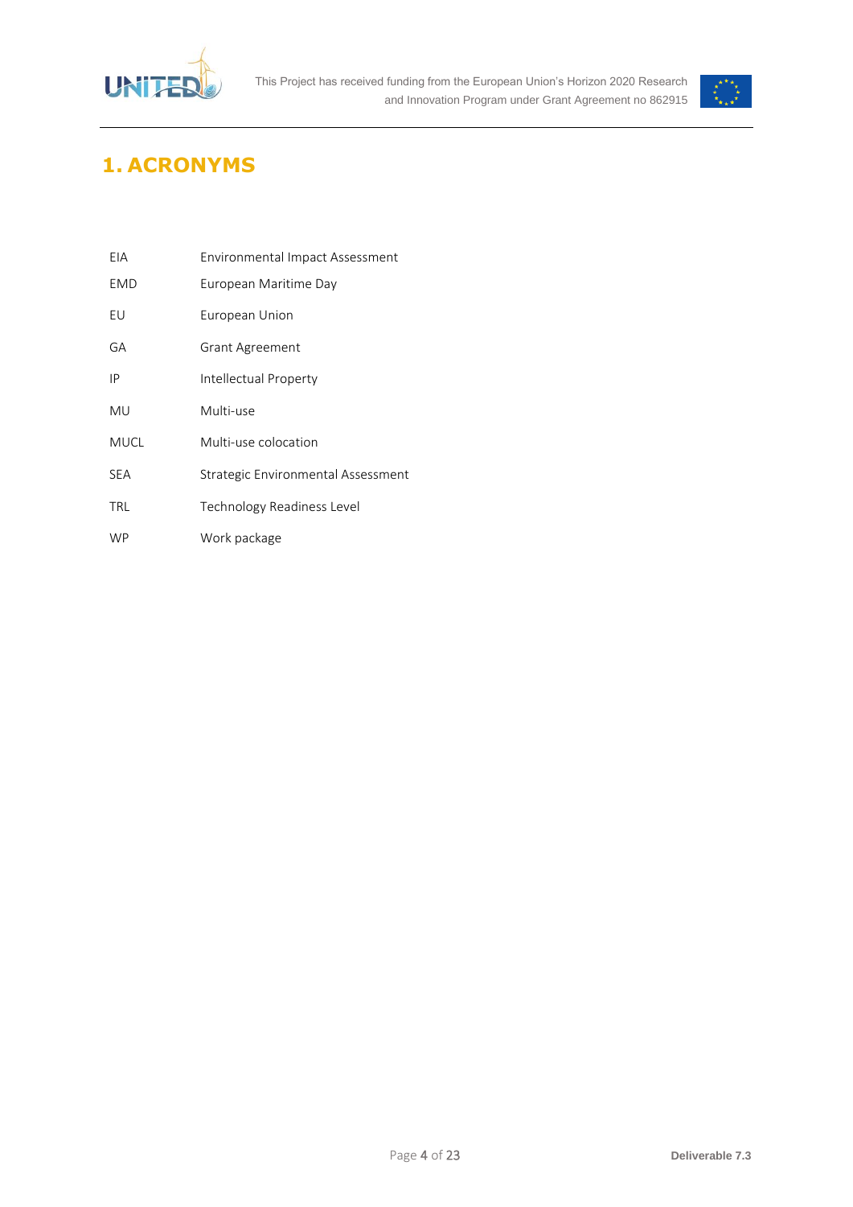# 1. ACRONYMS

| | |
|---|---|
| EIA | Environmental Impact Assessment |
| EMD | European Maritime Day |
| EU | European Union |
| GA | Grant Agreement |
| IP | Intellectual Property |
| MU | Multi-use |
| MUCL | Multi-use colocation |
| SEA | Strategic Environmental Assessment |
| TRL | Technology Readiness Level |
| WP | Work package |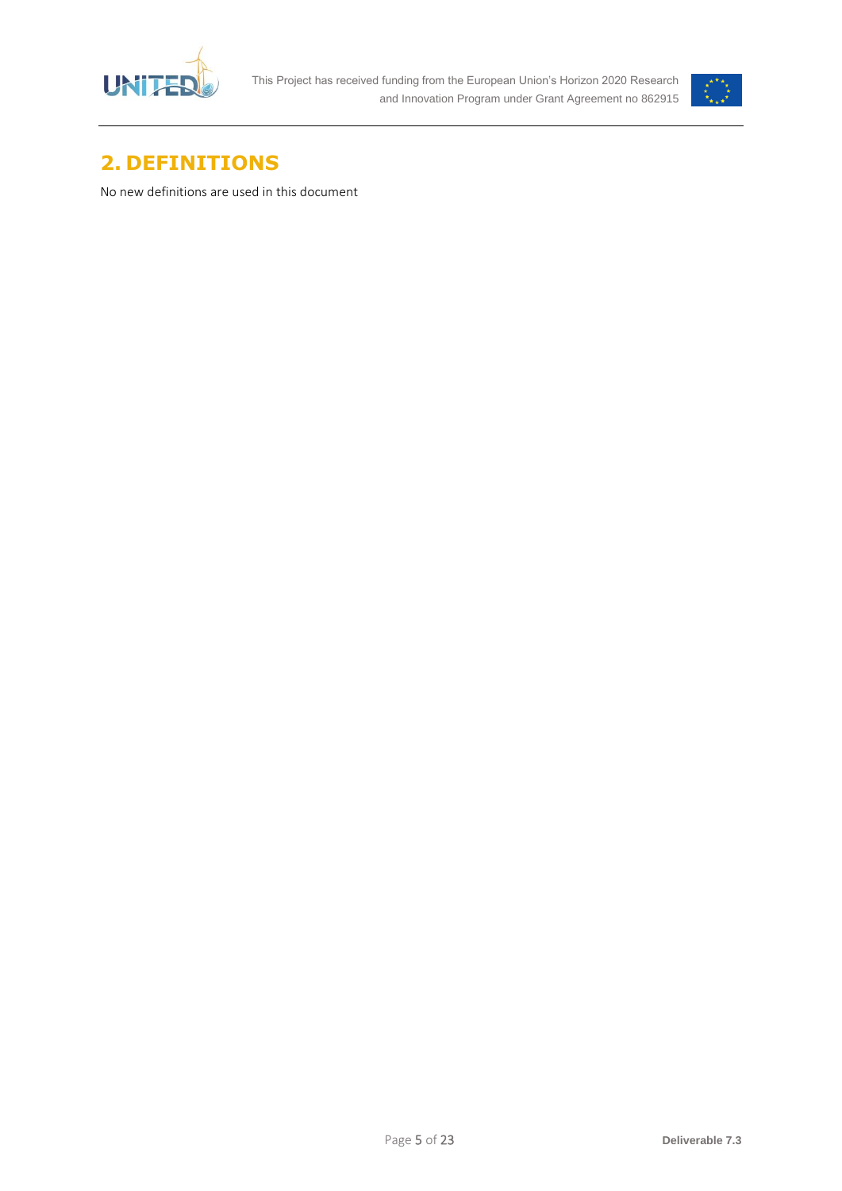# 2. DEFINITIONS

No new definitions are used in this document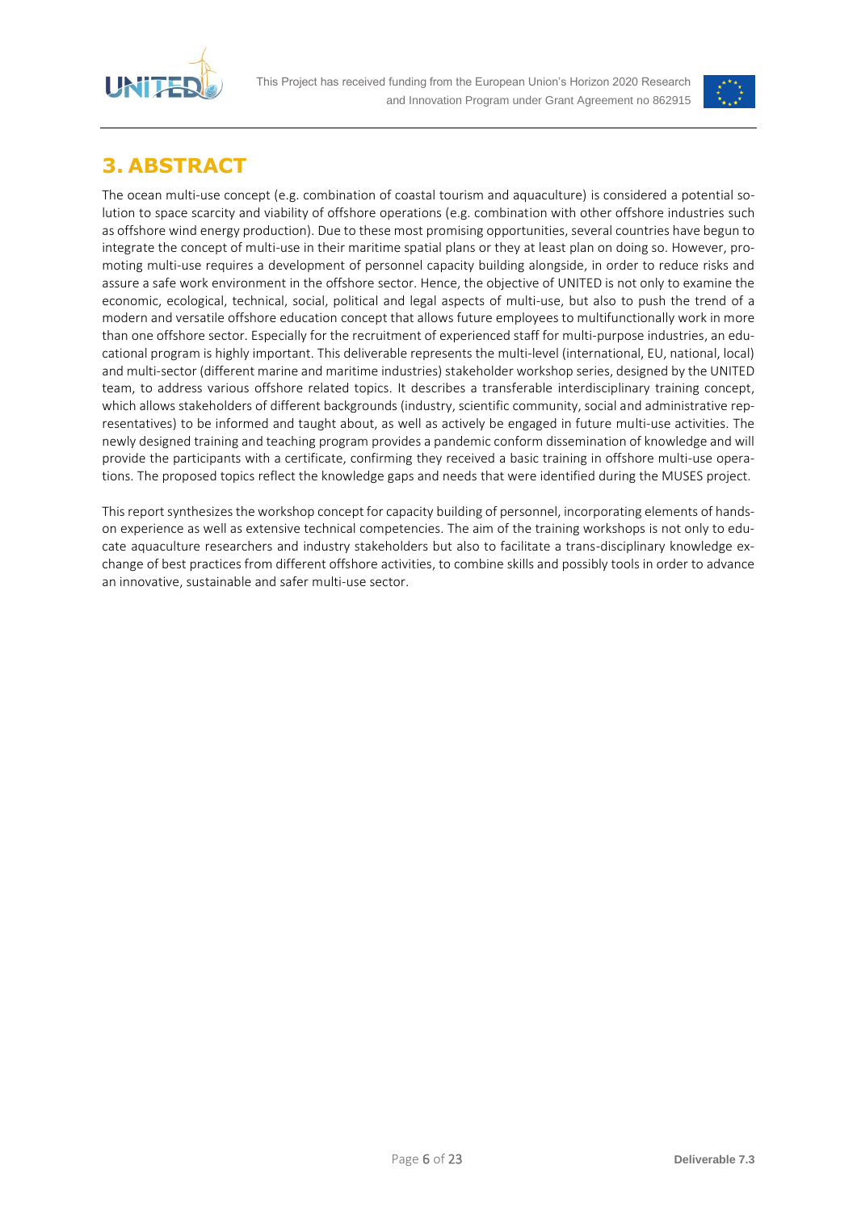# 3. ABSTRACT

The ocean multi-use concept (e.g. combination of coastal tourism and aquaculture) is considered a potential solution to space scarcity and viability of offshore operations (e.g. combination with other offshore industries such as offshore wind energy production). Due to these most promising opportunities, several countries have begun to integrate the concept of multi-use in their maritime spatial plans or they at least plan on doing so. However, promoting multi-use requires a development of personnel capacity building alongside, in order to reduce risks and assure a safe work environment in the offshore sector. Hence, the objective of UNITED is not only to examine the economic, ecological, technical, social, political and legal aspects of multi-use, but also to push the trend of a modern and versatile offshore education concept that allows future employees to multifunctionally work in more than one offshore sector. Especially for the recruitment of experienced staff for multi-purpose industries, an educational program is highly important. This deliverable represents the multi-level (international, EU, national, local) and multi-sector (different marine and maritime industries) stakeholder workshop series, designed by the UNITED team, to address various offshore related topics. It describes a transferable interdisciplinary training concept, which allows stakeholders of different backgrounds (industry, scientific community, social and administrative representatives) to be informed and taught about, as well as actively be engaged in future multi-use activities. The newly designed training and teaching program provides a pandemic conform dissemination of knowledge and will provide the participants with a certificate, confirming they received a basic training in offshore multi-use operations. The proposed topics reflect the knowledge gaps and needs that were identified during the MUSES project.

This report synthesizes the workshop concept for capacity building of personnel, incorporating elements of hands-on experience as well as extensive technical competencies. The aim of the training workshops is not only to educate aquaculture researchers and industry stakeholders but also to facilitate a trans-disciplinary knowledge exchange of best practices from different offshore activities, to combine skills and possibly tools in order to advance an innovative, sustainable and safer multi-use sector.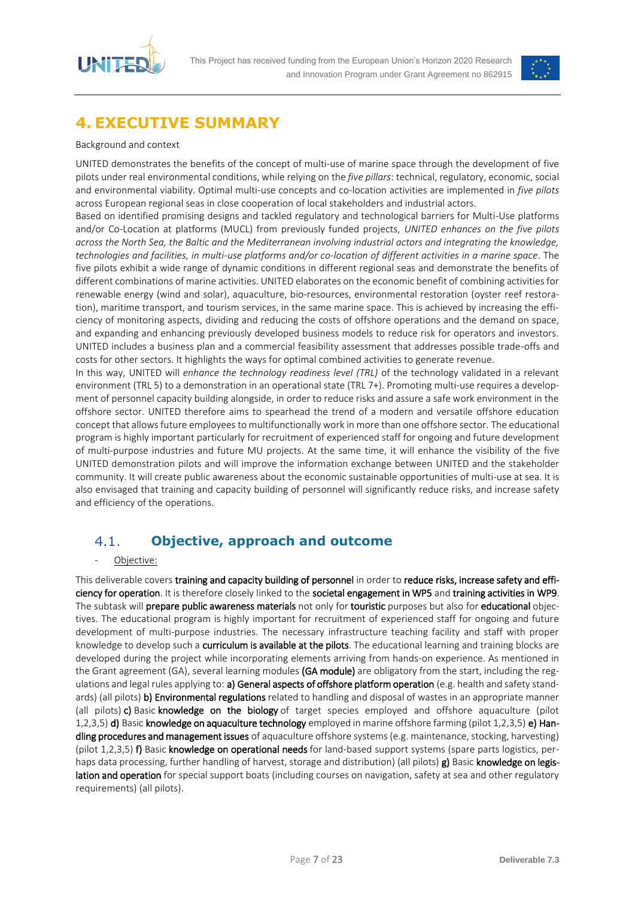# 4. EXECUTIVE SUMMARY

Background and context

UNITED demonstrates the benefits of the concept of multi-use of marine space through the development of five pilots under real environmental conditions, while relying on the *five pillars*: technical, regulatory, economic, social and environmental viability. Optimal multi-use concepts and co-location activities are implemented in *five pilots* across European regional seas in close cooperation of local stakeholders and industrial actors.

Based on identified promising designs and tackled regulatory and technological barriers for Multi-Use platforms and/or Co-Location at platforms (MUCL) from previously funded projects, *UNITED enhances on the five pilots across the North Sea, the Baltic and the Mediterranean involving industrial actors and integrating the knowledge, technologies and facilities, in multi-use platforms and/or co-location of different activities in a marine space*. The five pilots exhibit a wide range of dynamic conditions in different regional seas and demonstrate the benefits of different combinations of marine activities. UNITED elaborates on the economic benefit of combining activities for renewable energy (wind and solar), aquaculture, bio-resources, environmental restoration (oyster reef restoration), maritime transport, and tourism services, in the same marine space. This is achieved by increasing the efficiency of monitoring aspects, dividing and reducing the costs of offshore operations and the demand on space, and expanding and enhancing previously developed business models to reduce risk for operators and investors. UNITED includes a business plan and a commercial feasibility assessment that addresses possible trade-offs and costs for other sectors. It highlights the ways for optimal combined activities to generate revenue.

In this way, UNITED will *enhance the technology readiness level (TRL)* of the technology validated in a relevant environment (TRL 5) to a demonstration in an operational state (TRL 7+). Promoting multi-use requires a development of personnel capacity building alongside, in order to reduce risks and assure a safe work environment in the offshore sector. UNITED therefore aims to spearhead the trend of a modern and versatile offshore education concept that allows future employees to multifunctionally work in more than one offshore sector. The educational program is highly important particularly for recruitment of experienced staff for ongoing and future development of multi-purpose industries and future MU projects. At the same time, it will enhance the visibility of the five UNITED demonstration pilots and will improve the information exchange between UNITED and the stakeholder community. It will create public awareness about the economic sustainable opportunities of multi-use at sea. It is also envisaged that training and capacity building of personnel will significantly reduce risks, and increase safety and efficiency of the operations.

## 4.1. Objective, approach and outcome

- Objective:

This deliverable covers **training and capacity building of personnel** in order to **reduce risks, increase safety and efficiency for operation**. It is therefore closely linked to the **societal engagement in WP5** and **training activities in WP9**. The subtask will **prepare public awareness materials** not only for **touristic** purposes but also for **educational** objectives. The educational program is highly important for recruitment of experienced staff for ongoing and future development of multi-purpose industries. The necessary infrastructure teaching facility and staff with proper knowledge to develop such a **curriculum is available at the pilots**. The educational learning and training blocks are developed during the project while incorporating elements arriving from hands-on experience. As mentioned in the Grant agreement (GA), several learning modules **(GA module)** are obligatory from the start, including the regulations and legal rules applying to: **a) General aspects of offshore platform operation** (e.g. health and safety standards) (all pilots) **b) Environmental regulations** related to handling and disposal of wastes in an appropriate manner (all pilots) **c)** Basic **knowledge on the biology** of target species employed and offshore aquaculture (pilot 1,2,3,5) **d)** Basic **knowledge on aquaculture technology** employed in marine offshore farming (pilot 1,2,3,5) **e) Handling procedures and management issues** of aquaculture offshore systems (e.g. maintenance, stocking, harvesting) (pilot 1,2,3,5) **f)** Basic **knowledge on operational needs** for land-based support systems (spare parts logistics, perhaps data processing, further handling of harvest, storage and distribution) (all pilots) **g)** Basic **knowledge on legislation and operation** for special support boats (including courses on navigation, safety at sea and other regulatory requirements) (all pilots).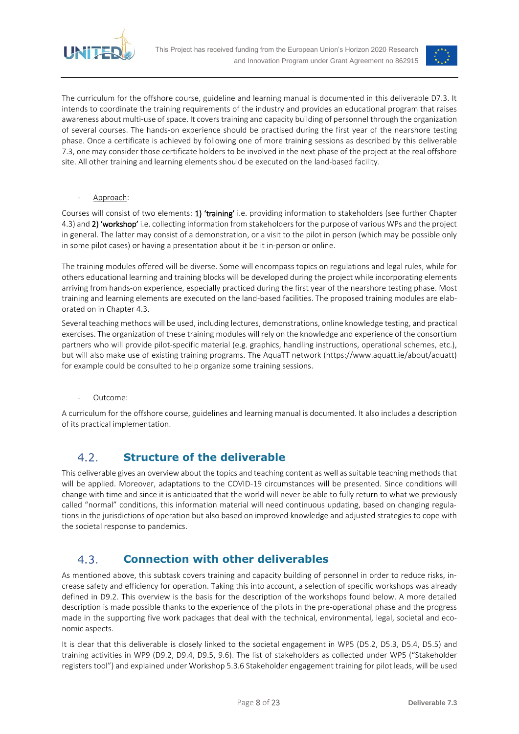The curriculum for the offshore course, guideline and learning manual is documented in this deliverable D7.3. It intends to coordinate the training requirements of the industry and provides an educational program that raises awareness about multi-use of space. It covers training and capacity building of personnel through the organization of several courses. The hands-on experience should be practised during the first year of the nearshore testing phase. Once a certificate is achieved by following one of more training sessions as described by this deliverable 7.3, one may consider those certificate holders to be involved in the next phase of the project at the real offshore site. All other training and learning elements should be executed on the land-based facility.

- Approach:

Courses will consist of two elements: **1) 'training'** i.e. providing information to stakeholders (see further Chapter 4.3) and **2) 'workshop'** i.e. collecting information from stakeholders for the purpose of various WPs and the project in general. The latter may consist of a demonstration, or a visit to the pilot in person (which may be possible only in some pilot cases) or having a presentation about it be it in-person or online.

The training modules offered will be diverse. Some will encompass topics on regulations and legal rules, while for others educational learning and training blocks will be developed during the project while incorporating elements arriving from hands-on experience, especially practiced during the first year of the nearshore testing phase. Most training and learning elements are executed on the land-based facilities. The proposed training modules are elaborated on in Chapter 4.3.

Several teaching methods will be used, including lectures, demonstrations, online knowledge testing, and practical exercises. The organization of these training modules will rely on the knowledge and experience of the consortium partners who will provide pilot-specific material (e.g. graphics, handling instructions, operational schemes, etc.), but will also make use of existing training programs. The AquaTT network (https://www.aquatt.ie/about/aquatt) for example could be consulted to help organize some training sessions.

- Outcome:

A curriculum for the offshore course, guidelines and learning manual is documented. It also includes a description of its practical implementation.

## 4.2. Structure of the deliverable

This deliverable gives an overview about the topics and teaching content as well as suitable teaching methods that will be applied. Moreover, adaptations to the COVID-19 circumstances will be presented. Since conditions will change with time and since it is anticipated that the world will never be able to fully return to what we previously called "normal" conditions, this information material will need continuous updating, based on changing regulations in the jurisdictions of operation but also based on improved knowledge and adjusted strategies to cope with the societal response to pandemics.

## 4.3. Connection with other deliverables

As mentioned above, this subtask covers training and capacity building of personnel in order to reduce risks, increase safety and efficiency for operation. Taking this into account, a selection of specific workshops was already defined in D9.2. This overview is the basis for the description of the workshops found below. A more detailed description is made possible thanks to the experience of the pilots in the pre-operational phase and the progress made in the supporting five work packages that deal with the technical, environmental, legal, societal and economic aspects.

It is clear that this deliverable is closely linked to the societal engagement in WP5 (D5.2, D5.3, D5.4, D5.5) and training activities in WP9 (D9.2, D9.4, D9.5, 9.6). The list of stakeholders as collected under WP5 ("Stakeholder registers tool") and explained under Workshop 5.3.6 Stakeholder engagement training for pilot leads, will be used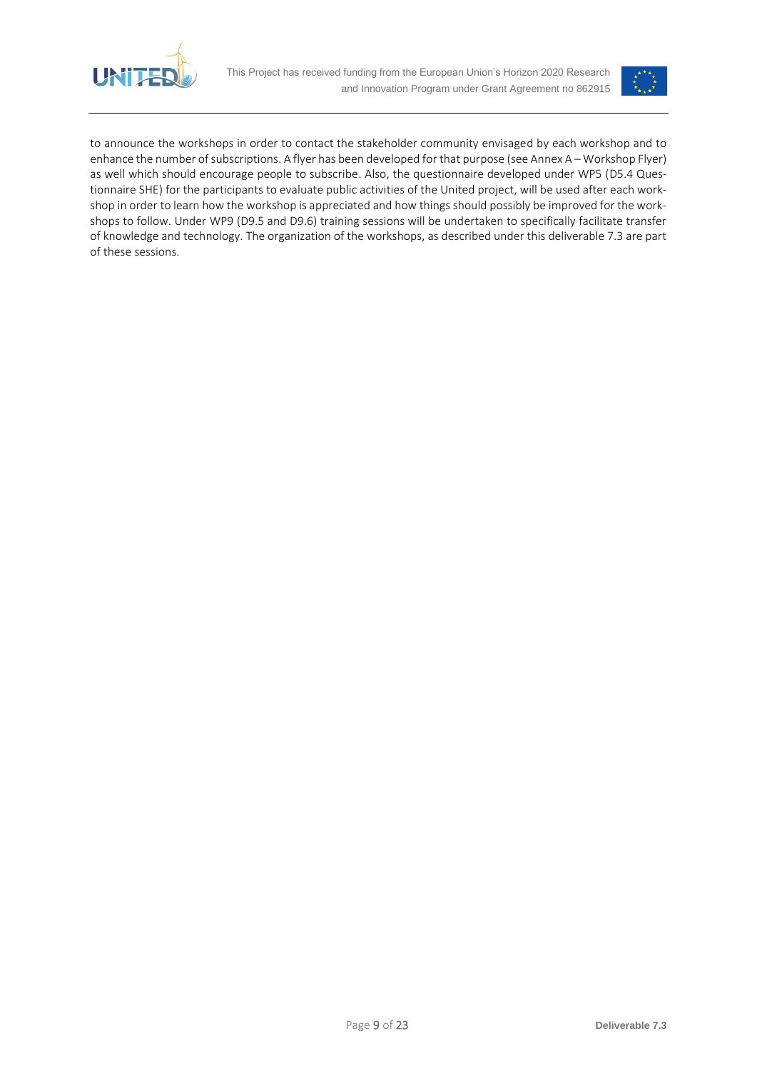to announce the workshops in order to contact the stakeholder community envisaged by each workshop and to enhance the number of subscriptions. A flyer has been developed for that purpose (see Annex A – Workshop Flyer) as well which should encourage people to subscribe. Also, the questionnaire developed under WP5 (D5.4 Questionnaire SHE) for the participants to evaluate public activities of the United project, will be used after each workshop in order to learn how the workshop is appreciated and how things should possibly be improved for the workshops to follow. Under WP9 (D9.5 and D9.6) training sessions will be undertaken to specifically facilitate transfer of knowledge and technology. The organization of the workshops, as described under this deliverable 7.3 are part of these sessions.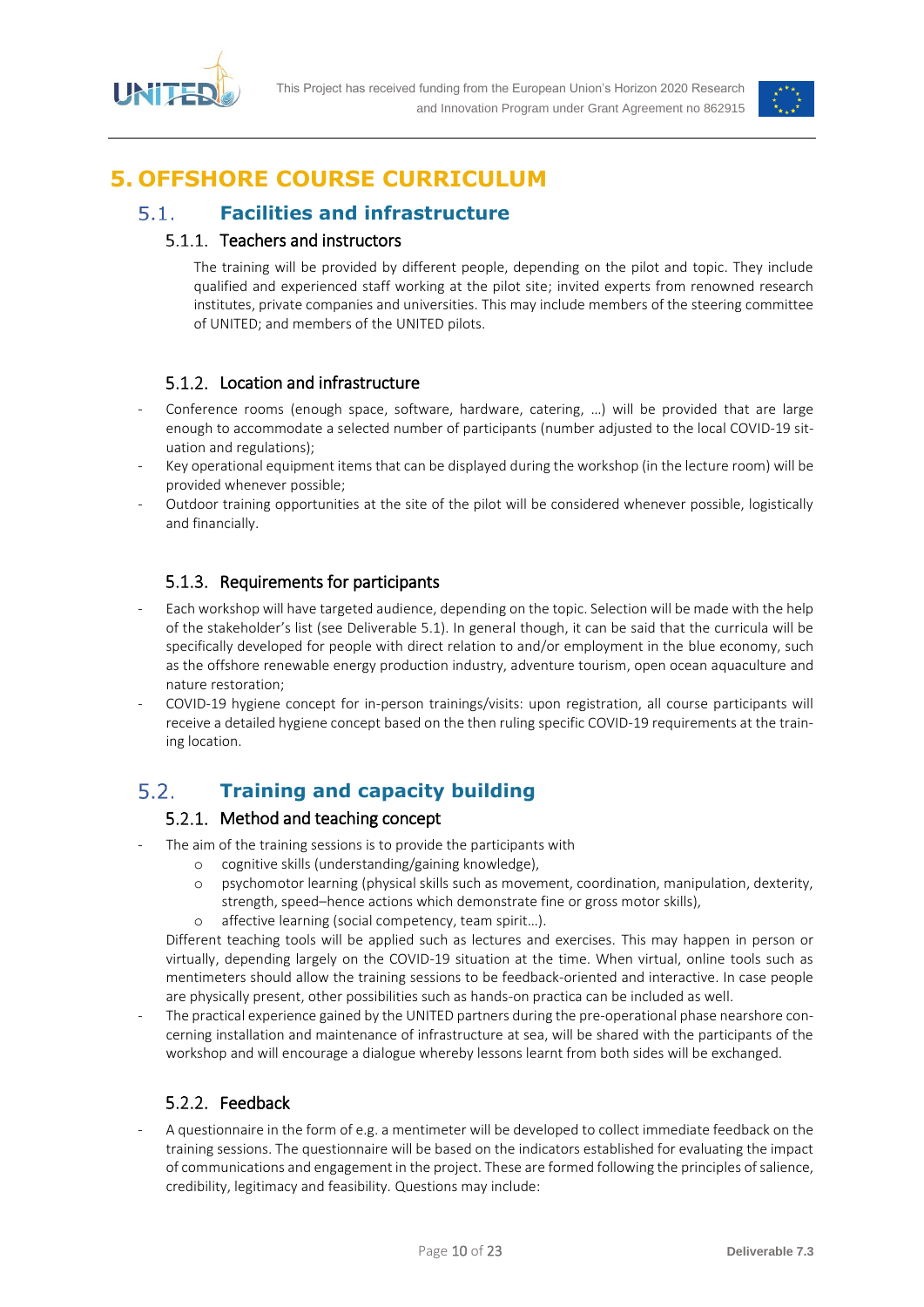# 5. OFFSHORE COURSE CURRICULUM

## 5.1. Facilities and infrastructure

### 5.1.1. Teachers and instructors

The training will be provided by different people, depending on the pilot and topic. They include qualified and experienced staff working at the pilot site; invited experts from renowned research institutes, private companies and universities. This may include members of the steering committee of UNITED; and members of the UNITED pilots.

### 5.1.2. Location and infrastructure

- Conference rooms (enough space, software, hardware, catering, …) will be provided that are large enough to accommodate a selected number of participants (number adjusted to the local COVID-19 situation and regulations);
- Key operational equipment items that can be displayed during the workshop (in the lecture room) will be provided whenever possible;
- Outdoor training opportunities at the site of the pilot will be considered whenever possible, logistically and financially.

### 5.1.3. Requirements for participants

- Each workshop will have targeted audience, depending on the topic. Selection will be made with the help of the stakeholder's list (see Deliverable 5.1). In general though, it can be said that the curricula will be specifically developed for people with direct relation to and/or employment in the blue economy, such as the offshore renewable energy production industry, adventure tourism, open ocean aquaculture and nature restoration;
- COVID-19 hygiene concept for in-person trainings/visits: upon registration, all course participants will receive a detailed hygiene concept based on the then ruling specific COVID-19 requirements at the training location.

## 5.2. Training and capacity building

### 5.2.1. Method and teaching concept

- The aim of the training sessions is to provide the participants with
  - cognitive skills (understanding/gaining knowledge),
  - psychomotor learning (physical skills such as movement, coordination, manipulation, dexterity, strength, speed–hence actions which demonstrate fine or gross motor skills),
  - affective learning (social competency, team spirit…).

  Different teaching tools will be applied such as lectures and exercises. This may happen in person or virtually, depending largely on the COVID-19 situation at the time. When virtual, online tools such as mentimeters should allow the training sessions to be feedback-oriented and interactive. In case people are physically present, other possibilities such as hands-on practica can be included as well.
- The practical experience gained by the UNITED partners during the pre-operational phase nearshore concerning installation and maintenance of infrastructure at sea, will be shared with the participants of the workshop and will encourage a dialogue whereby lessons learnt from both sides will be exchanged.

### 5.2.2. Feedback

- A questionnaire in the form of e.g. a mentimeter will be developed to collect immediate feedback on the training sessions. The questionnaire will be based on the indicators established for evaluating the impact of communications and engagement in the project. These are formed following the principles of salience, credibility, legitimacy and feasibility. Questions may include: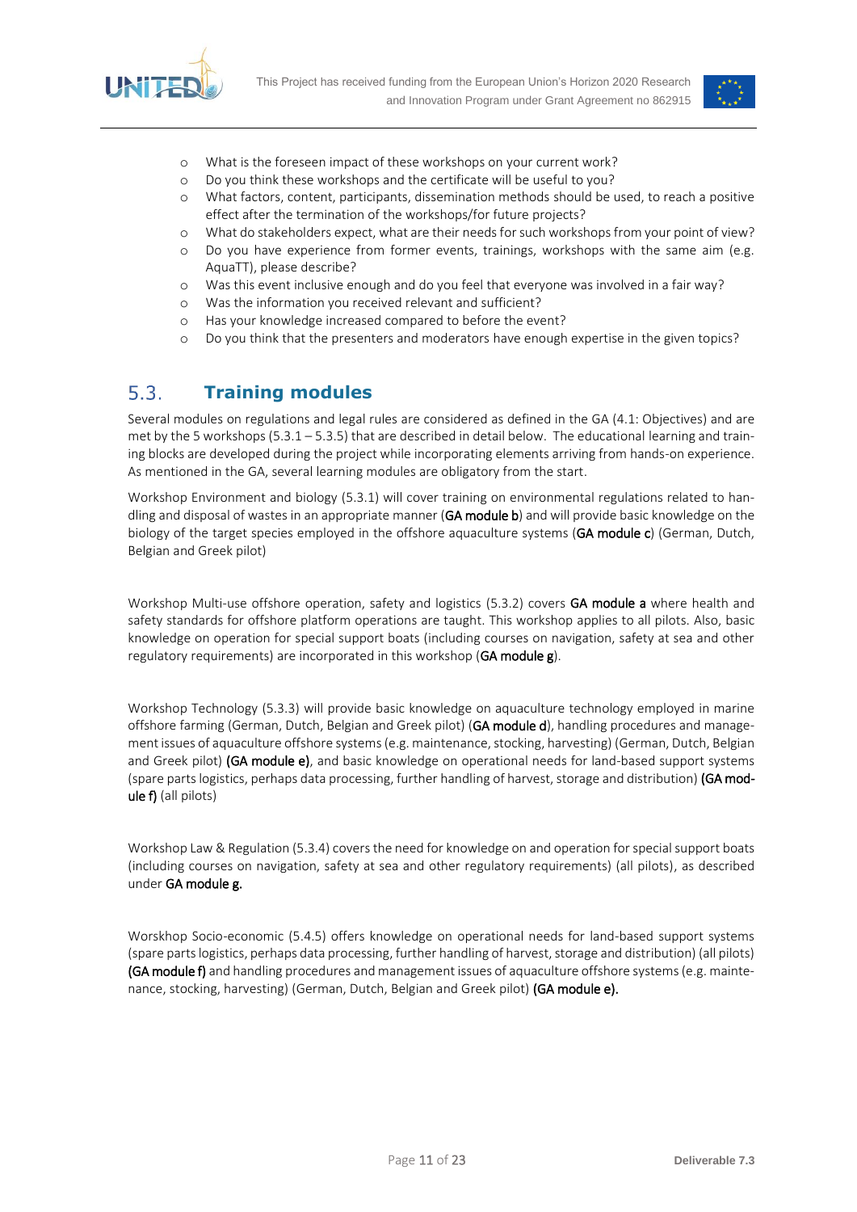- What is the foreseen impact of these workshops on your current work?
- Do you think these workshops and the certificate will be useful to you?
- What factors, content, participants, dissemination methods should be used, to reach a positive effect after the termination of the workshops/for future projects?
- What do stakeholders expect, what are their needs for such workshops from your point of view?
- Do you have experience from former events, trainings, workshops with the same aim (e.g. AquaTT), please describe?
- Was this event inclusive enough and do you feel that everyone was involved in a fair way?
- Was the information you received relevant and sufficient?
- Has your knowledge increased compared to before the event?
- Do you think that the presenters and moderators have enough expertise in the given topics?

## 5.3. Training modules

Several modules on regulations and legal rules are considered as defined in the GA (4.1: Objectives) and are met by the 5 workshops (5.3.1 – 5.3.5) that are described in detail below. The educational learning and training blocks are developed during the project while incorporating elements arriving from hands-on experience. As mentioned in the GA, several learning modules are obligatory from the start.

Workshop Environment and biology (5.3.1) will cover training on environmental regulations related to handling and disposal of wastes in an appropriate manner (**GA module b**) and will provide basic knowledge on the biology of the target species employed in the offshore aquaculture systems (**GA module c**) (German, Dutch, Belgian and Greek pilot)

Workshop Multi-use offshore operation, safety and logistics (5.3.2) covers **GA module a** where health and safety standards for offshore platform operations are taught. This workshop applies to all pilots. Also, basic knowledge on operation for special support boats (including courses on navigation, safety at sea and other regulatory requirements) are incorporated in this workshop (**GA module g**).

Workshop Technology (5.3.3) will provide basic knowledge on aquaculture technology employed in marine offshore farming (German, Dutch, Belgian and Greek pilot) (**GA module d**), handling procedures and management issues of aquaculture offshore systems (e.g. maintenance, stocking, harvesting) (German, Dutch, Belgian and Greek pilot) **(GA module e)**, and basic knowledge on operational needs for land-based support systems (spare parts logistics, perhaps data processing, further handling of harvest, storage and distribution) **(GA module f)** (all pilots)

Workshop Law & Regulation (5.3.4) covers the need for knowledge on and operation for special support boats (including courses on navigation, safety at sea and other regulatory requirements) (all pilots), as described under **GA module g.**

Worskhop Socio-economic (5.4.5) offers knowledge on operational needs for land-based support systems (spare parts logistics, perhaps data processing, further handling of harvest, storage and distribution) (all pilots) **(GA module f)** and handling procedures and management issues of aquaculture offshore systems (e.g. maintenance, stocking, harvesting) (German, Dutch, Belgian and Greek pilot) **(GA module e).**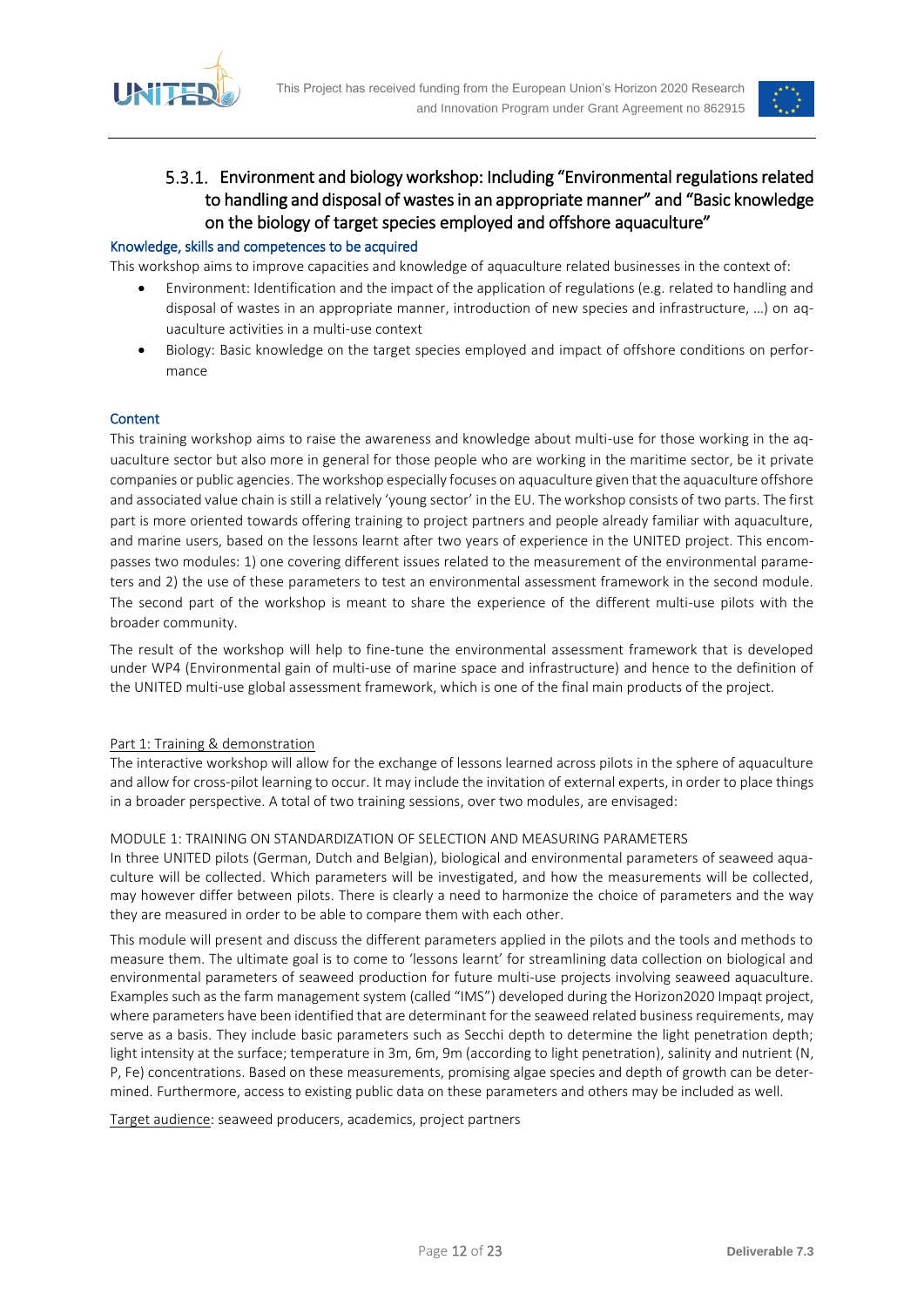### 5.3.1. Environment and biology workshop: Including "Environmental regulations related to handling and disposal of wastes in an appropriate manner" and "Basic knowledge on the biology of target species employed and offshore aquaculture"

#### Knowledge, skills and competences to be acquired

This workshop aims to improve capacities and knowledge of aquaculture related businesses in the context of:

- Environment: Identification and the impact of the application of regulations (e.g. related to handling and disposal of wastes in an appropriate manner, introduction of new species and infrastructure, …) on aquaculture activities in a multi-use context
- Biology: Basic knowledge on the target species employed and impact of offshore conditions on performance

#### Content

This training workshop aims to raise the awareness and knowledge about multi-use for those working in the aquaculture sector but also more in general for those people who are working in the maritime sector, be it private companies or public agencies. The workshop especially focuses on aquaculture given that the aquaculture offshore and associated value chain is still a relatively 'young sector' in the EU. The workshop consists of two parts. The first part is more oriented towards offering training to project partners and people already familiar with aquaculture, and marine users, based on the lessons learnt after two years of experience in the UNITED project. This encompasses two modules: 1) one covering different issues related to the measurement of the environmental parameters and 2) the use of these parameters to test an environmental assessment framework in the second module. The second part of the workshop is meant to share the experience of the different multi-use pilots with the broader community.

The result of the workshop will help to fine-tune the environmental assessment framework that is developed under WP4 (Environmental gain of multi-use of marine space and infrastructure) and hence to the definition of the UNITED multi-use global assessment framework, which is one of the final main products of the project.

<u>Part 1: Training & demonstration</u>

The interactive workshop will allow for the exchange of lessons learned across pilots in the sphere of aquaculture and allow for cross-pilot learning to occur. It may include the invitation of external experts, in order to place things in a broader perspective. A total of two training sessions, over two modules, are envisaged:

MODULE 1: TRAINING ON STANDARDIZATION OF SELECTION AND MEASURING PARAMETERS

In three UNITED pilots (German, Dutch and Belgian), biological and environmental parameters of seaweed aquaculture will be collected. Which parameters will be investigated, and how the measurements will be collected, may however differ between pilots. There is clearly a need to harmonize the choice of parameters and the way they are measured in order to be able to compare them with each other.

This module will present and discuss the different parameters applied in the pilots and the tools and methods to measure them. The ultimate goal is to come to 'lessons learnt' for streamlining data collection on biological and environmental parameters of seaweed production for future multi-use projects involving seaweed aquaculture. Examples such as the farm management system (called "IMS") developed during the Horizon2020 Impaqt project, where parameters have been identified that are determinant for the seaweed related business requirements, may serve as a basis. They include basic parameters such as Secchi depth to determine the light penetration depth; light intensity at the surface; temperature in 3m, 6m, 9m (according to light penetration), salinity and nutrient (N, P, Fe) concentrations. Based on these measurements, promising algae species and depth of growth can be determined. Furthermore, access to existing public data on these parameters and others may be included as well.

<u>Target audience</u>: seaweed producers, academics, project partners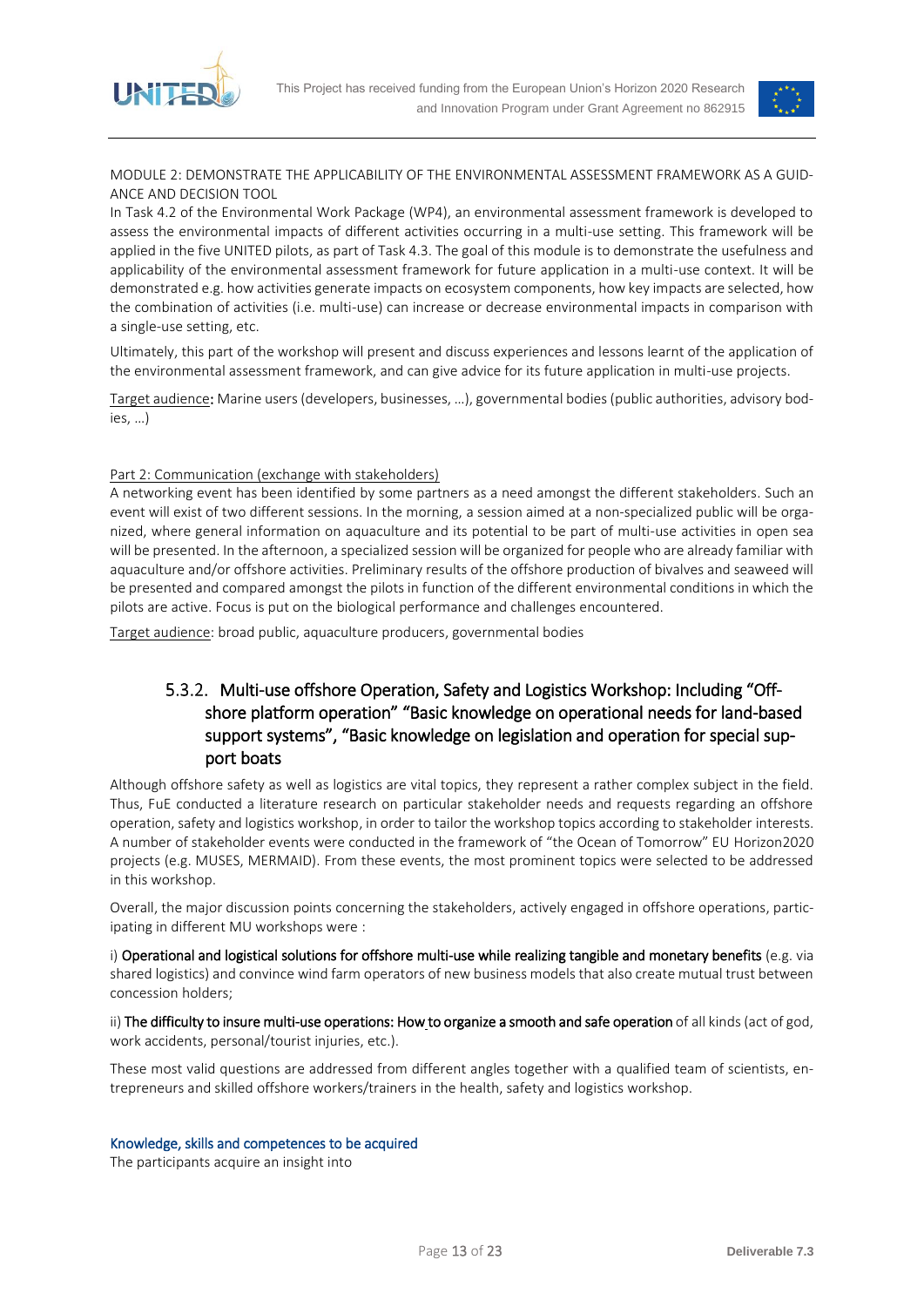MODULE 2: DEMONSTRATE THE APPLICABILITY OF THE ENVIRONMENTAL ASSESSMENT FRAMEWORK AS A GUIDANCE AND DECISION TOOL

In Task 4.2 of the Environmental Work Package (WP4), an environmental assessment framework is developed to assess the environmental impacts of different activities occurring in a multi-use setting. This framework will be applied in the five UNITED pilots, as part of Task 4.3. The goal of this module is to demonstrate the usefulness and applicability of the environmental assessment framework for future application in a multi-use context. It will be demonstrated e.g. how activities generate impacts on ecosystem components, how key impacts are selected, how the combination of activities (i.e. multi-use) can increase or decrease environmental impacts in comparison with a single-use setting, etc.

Ultimately, this part of the workshop will present and discuss experiences and lessons learnt of the application of the environmental assessment framework, and can give advice for its future application in multi-use projects.

<u>Target audience</u>**:** Marine users (developers, businesses, …), governmental bodies (public authorities, advisory bodies, …)

<u>Part 2: Communication (exchange with stakeholders)</u>

A networking event has been identified by some partners as a need amongst the different stakeholders. Such an event will exist of two different sessions. In the morning, a session aimed at a non-specialized public will be organized, where general information on aquaculture and its potential to be part of multi-use activities in open sea will be presented. In the afternoon, a specialized session will be organized for people who are already familiar with aquaculture and/or offshore activities. Preliminary results of the offshore production of bivalves and seaweed will be presented and compared amongst the pilots in function of the different environmental conditions in which the pilots are active. Focus is put on the biological performance and challenges encountered.

<u>Target audience</u>: broad public, aquaculture producers, governmental bodies

### 5.3.2. Multi-use offshore Operation, Safety and Logistics Workshop: Including "Offshore platform operation" "Basic knowledge on operational needs for land-based support systems", "Basic knowledge on legislation and operation for special support boats

Although offshore safety as well as logistics are vital topics, they represent a rather complex subject in the field. Thus, FuE conducted a literature research on particular stakeholder needs and requests regarding an offshore operation, safety and logistics workshop, in order to tailor the workshop topics according to stakeholder interests. A number of stakeholder events were conducted in the framework of "the Ocean of Tomorrow" EU Horizon2020 projects (e.g. MUSES, MERMAID). From these events, the most prominent topics were selected to be addressed in this workshop.

Overall, the major discussion points concerning the stakeholders, actively engaged in offshore operations, participating in different MU workshops were :

i) **Operational and logistical solutions for offshore multi-use while realizing tangible and monetary benefits** (e.g. via shared logistics) and convince wind farm operators of new business models that also create mutual trust between concession holders;

ii) **The difficulty to insure multi-use operations: How to organize a smooth and safe operation** of all kinds (act of god, work accidents, personal/tourist injuries, etc.).

These most valid questions are addressed from different angles together with a qualified team of scientists, entrepreneurs and skilled offshore workers/trainers in the health, safety and logistics workshop.

#### Knowledge, skills and competences to be acquired

The participants acquire an insight into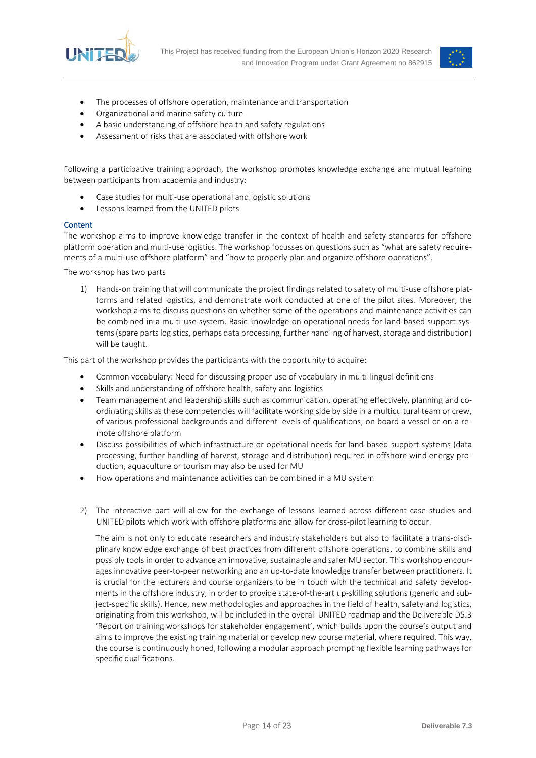- The processes of offshore operation, maintenance and transportation
- Organizational and marine safety culture
- A basic understanding of offshore health and safety regulations
- Assessment of risks that are associated with offshore work

Following a participative training approach, the workshop promotes knowledge exchange and mutual learning between participants from academia and industry:

- Case studies for multi-use operational and logistic solutions
- Lessons learned from the UNITED pilots

### Content

The workshop aims to improve knowledge transfer in the context of health and safety standards for offshore platform operation and multi-use logistics. The workshop focusses on questions such as "what are safety requirements of a multi-use offshore platform" and "how to properly plan and organize offshore operations".

The workshop has two parts

1) Hands-on training that will communicate the project findings related to safety of multi-use offshore platforms and related logistics, and demonstrate work conducted at one of the pilot sites. Moreover, the workshop aims to discuss questions on whether some of the operations and maintenance activities can be combined in a multi-use system. Basic knowledge on operational needs for land-based support systems (spare parts logistics, perhaps data processing, further handling of harvest, storage and distribution) will be taught.

This part of the workshop provides the participants with the opportunity to acquire:

- Common vocabulary: Need for discussing proper use of vocabulary in multi-lingual definitions
- Skills and understanding of offshore health, safety and logistics
- Team management and leadership skills such as communication, operating effectively, planning and coordinating skills as these competencies will facilitate working side by side in a multicultural team or crew, of various professional backgrounds and different levels of qualifications, on board a vessel or on a remote offshore platform
- Discuss possibilities of which infrastructure or operational needs for land-based support systems (data processing, further handling of harvest, storage and distribution) required in offshore wind energy production, aquaculture or tourism may also be used for MU
- How operations and maintenance activities can be combined in a MU system

2) The interactive part will allow for the exchange of lessons learned across different case studies and UNITED pilots which work with offshore platforms and allow for cross-pilot learning to occur.

   The aim is not only to educate researchers and industry stakeholders but also to facilitate a trans-disciplinary knowledge exchange of best practices from different offshore operations, to combine skills and possibly tools in order to advance an innovative, sustainable and safer MU sector. This workshop encourages innovative peer-to-peer networking and an up-to-date knowledge transfer between practitioners. It is crucial for the lecturers and course organizers to be in touch with the technical and safety developments in the offshore industry, in order to provide state-of-the-art up-skilling solutions (generic and subject-specific skills). Hence, new methodologies and approaches in the field of health, safety and logistics, originating from this workshop, will be included in the overall UNITED roadmap and the Deliverable D5.3 'Report on training workshops for stakeholder engagement', which builds upon the course's output and aims to improve the existing training material or develop new course material, where required. This way, the course is continuously honed, following a modular approach prompting flexible learning pathways for specific qualifications.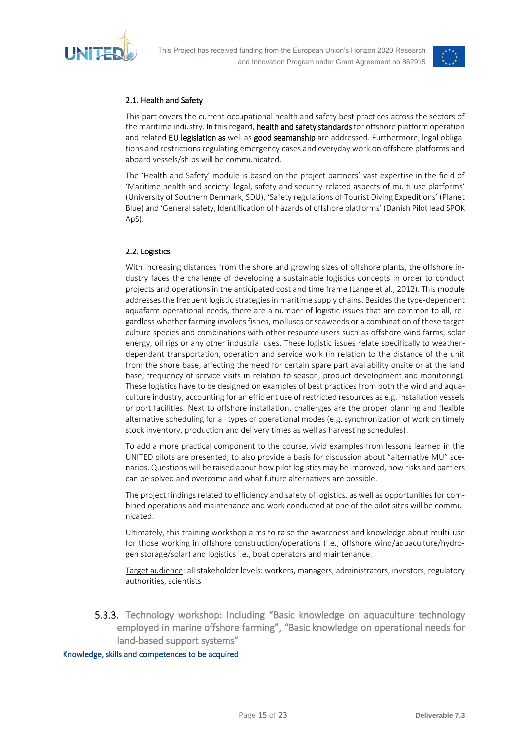#### 2.1. Health and Safety

This part covers the current occupational health and safety best practices across the sectors of the maritime industry. In this regard, **health and safety standards** for offshore platform operation and related **EU legislation as** well as **good seamanship** are addressed. Furthermore, legal obligations and restrictions regulating emergency cases and everyday work on offshore platforms and aboard vessels/ships will be communicated.

The 'Health and Safety' module is based on the project partners' vast expertise in the field of 'Maritime health and society: legal, safety and security-related aspects of multi-use platforms' (University of Southern Denmark, SDU), 'Safety regulations of Tourist Diving Expeditions' (Planet Blue) and 'General safety, Identification of hazards of offshore platforms' (Danish Pilot lead SPOK ApS).

#### 2.2. Logistics

With increasing distances from the shore and growing sizes of offshore plants, the offshore industry faces the challenge of developing a sustainable logistics concepts in order to conduct projects and operations in the anticipated cost and time frame (Lange et al., 2012). This module addresses the frequent logistic strategies in maritime supply chains. Besides the type-dependent aquafarm operational needs, there are a number of logistic issues that are common to all, regardless whether farming involves fishes, molluscs or seaweeds or a combination of these target culture species and combinations with other resource users such as offshore wind farms, solar energy, oil rigs or any other industrial uses. These logistic issues relate specifically to weather-dependant transportation, operation and service work (in relation to the distance of the unit from the shore base, affecting the need for certain spare part availability onsite or at the land base, frequency of service visits in relation to season, product development and monitoring). These logistics have to be designed on examples of best practices from both the wind and aquaculture industry, accounting for an efficient use of restricted resources as e.g. installation vessels or port facilities. Next to offshore installation, challenges are the proper planning and flexible alternative scheduling for all types of operational modes (e.g. synchronization of work on timely stock inventory, production and delivery times as well as harvesting schedules).

To add a more practical component to the course, vivid examples from lessons learned in the UNITED pilots are presented, to also provide a basis for discussion about "alternative MU" scenarios. Questions will be raised about how pilot logistics may be improved, how risks and barriers can be solved and overcome and what future alternatives are possible.

The project findings related to efficiency and safety of logistics, as well as opportunities for combined operations and maintenance and work conducted at one of the pilot sites will be communicated.

Ultimately, this training workshop aims to raise the awareness and knowledge about multi-use for those working in offshore construction/operations (i.e., offshore wind/aquaculture/hydrogen storage/solar) and logistics i.e., boat operators and maintenance.

<u>Target audience</u>: all stakeholder levels: workers, managers, administrators, investors, regulatory authorities, scientists

### 5.3.3. Technology workshop: Including "Basic knowledge on aquaculture technology employed in marine offshore farming", "Basic knowledge on operational needs for land-based support systems"

#### Knowledge, skills and competences to be acquired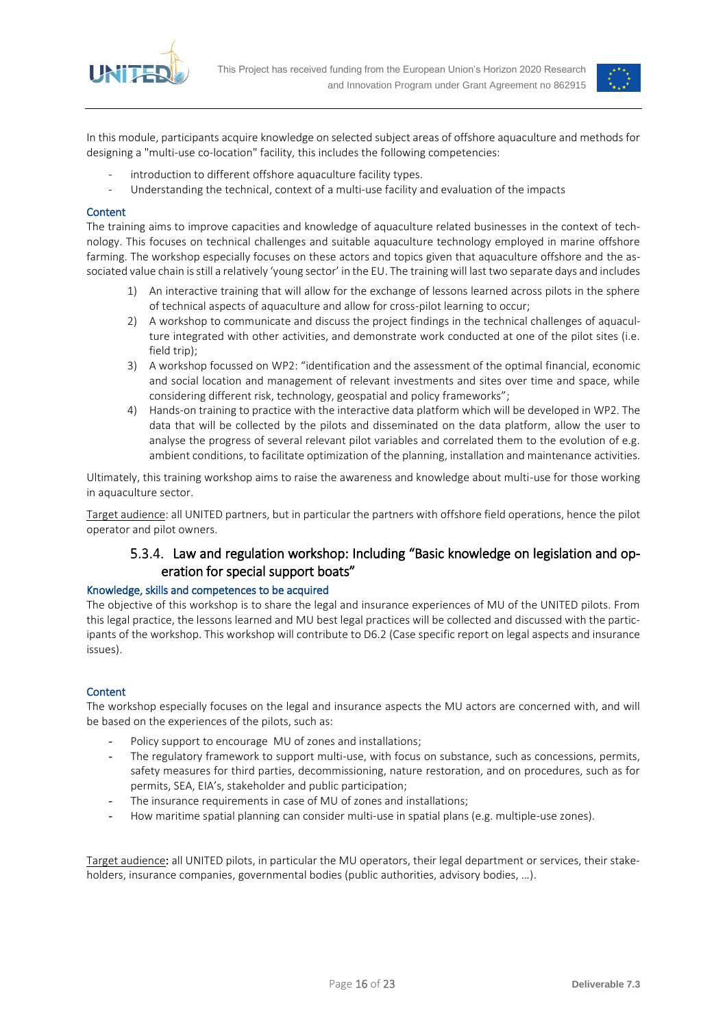In this module, participants acquire knowledge on selected subject areas of offshore aquaculture and methods for designing a "multi-use co-location" facility, this includes the following competencies:

- introduction to different offshore aquaculture facility types.
- Understanding the technical, context of a multi-use facility and evaluation of the impacts

#### Content

The training aims to improve capacities and knowledge of aquaculture related businesses in the context of technology. This focuses on technical challenges and suitable aquaculture technology employed in marine offshore farming. The workshop especially focuses on these actors and topics given that aquaculture offshore and the associated value chain is still a relatively 'young sector' in the EU. The training will last two separate days and includes

1) An interactive training that will allow for the exchange of lessons learned across pilots in the sphere of technical aspects of aquaculture and allow for cross-pilot learning to occur;
2) A workshop to communicate and discuss the project findings in the technical challenges of aquaculture integrated with other activities, and demonstrate work conducted at one of the pilot sites (i.e. field trip);
3) A workshop focussed on WP2: "identification and the assessment of the optimal financial, economic and social location and management of relevant investments and sites over time and space, while considering different risk, technology, geospatial and policy frameworks";
4) Hands-on training to practice with the interactive data platform which will be developed in WP2. The data that will be collected by the pilots and disseminated on the data platform, allow the user to analyse the progress of several relevant pilot variables and correlated them to the evolution of e.g. ambient conditions, to facilitate optimization of the planning, installation and maintenance activities.

Ultimately, this training workshop aims to raise the awareness and knowledge about multi-use for those working in aquaculture sector.

Target audience: all UNITED partners, but in particular the partners with offshore field operations, hence the pilot operator and pilot owners.

### 5.3.4. Law and regulation workshop: Including "Basic knowledge on legislation and operation for special support boats"

#### Knowledge, skills and competences to be acquired

The objective of this workshop is to share the legal and insurance experiences of MU of the UNITED pilots. From this legal practice, the lessons learned and MU best legal practices will be collected and discussed with the participants of the workshop. This workshop will contribute to D6.2 (Case specific report on legal aspects and insurance issues).

#### Content

The workshop especially focuses on the legal and insurance aspects the MU actors are concerned with, and will be based on the experiences of the pilots, such as:

- Policy support to encourage MU of zones and installations;
- The regulatory framework to support multi-use, with focus on substance, such as concessions, permits, safety measures for third parties, decommissioning, nature restoration, and on procedures, such as for permits, SEA, EIA's, stakeholder and public participation;
- The insurance requirements in case of MU of zones and installations;
- How maritime spatial planning can consider multi-use in spatial plans (e.g. multiple-use zones).

Target audience: all UNITED pilots, in particular the MU operators, their legal department or services, their stakeholders, insurance companies, governmental bodies (public authorities, advisory bodies, …).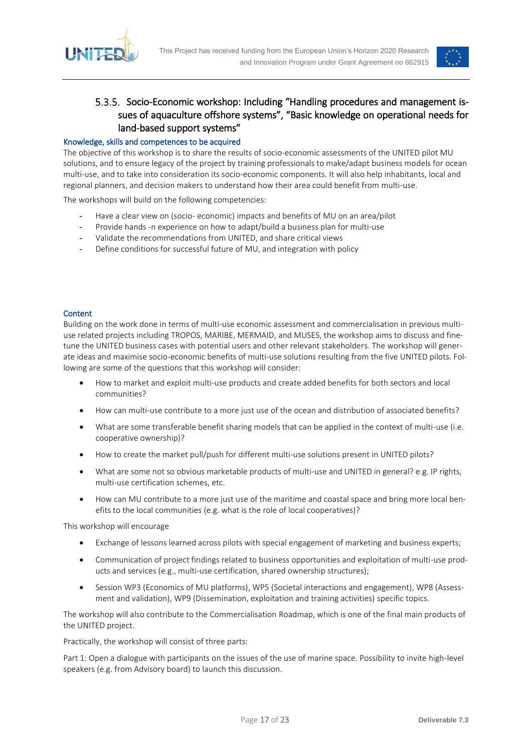### 5.3.5. Socio-Economic workshop: Including "Handling procedures and management issues of aquaculture offshore systems", "Basic knowledge on operational needs for land-based support systems"

#### Knowledge, skills and competences to be acquired

The objective of this workshop is to share the results of socio-economic assessments of the UNITED pilot MU solutions, and to ensure legacy of the project by training professionals to make/adapt business models for ocean multi-use, and to take into consideration its socio-economic components. It will also help inhabitants, local and regional planners, and decision makers to understand how their area could benefit from multi-use.

The workshops will build on the following competencies:

- Have a clear view on (socio- economic) impacts and benefits of MU on an area/pilot
- Provide hands -n experience on how to adapt/build a business plan for multi-use
- Validate the recommendations from UNITED, and share critical views
- Define conditions for successful future of MU, and integration with policy

#### Content

Building on the work done in terms of multi-use economic assessment and commercialisation in previous multi-use related projects including TROPOS, MARIBE, MERMAID, and MUSES, the workshop aims to discuss and fine-tune the UNITED business cases with potential users and other relevant stakeholders. The workshop will generate ideas and maximise socio-economic benefits of multi-use solutions resulting from the five UNITED pilots. Following are some of the questions that this workshop will consider:

- How to market and exploit multi-use products and create added benefits for both sectors and local communities?
- How can multi-use contribute to a more just use of the ocean and distribution of associated benefits?
- What are some transferable benefit sharing models that can be applied in the context of multi-use (i.e. cooperative ownership)?
- How to create the market pull/push for different multi-use solutions present in UNITED pilots?
- What are some not so obvious marketable products of multi-use and UNITED in general? e.g. IP rights, multi-use certification schemes, etc.
- How can MU contribute to a more just use of the maritime and coastal space and bring more local benefits to the local communities (e.g. what is the role of local cooperatives)?

This workshop will encourage

- Exchange of lessons learned across pilots with special engagement of marketing and business experts;
- Communication of project findings related to business opportunities and exploitation of multi-use products and services (e.g., multi-use certification, shared ownership structures);
- Session WP3 (Economics of MU platforms), WP5 (Societal interactions and engagement), WP8 (Assessment and validation), WP9 (Dissemination, exploitation and training activities) specific topics.

The workshop will also contribute to the Commercialisation Roadmap, which is one of the final main products of the UNITED project.

Practically, the workshop will consist of three parts:

Part 1: Open a dialogue with participants on the issues of the use of marine space. Possibility to invite high-level speakers (e.g. from Advisory board) to launch this discussion.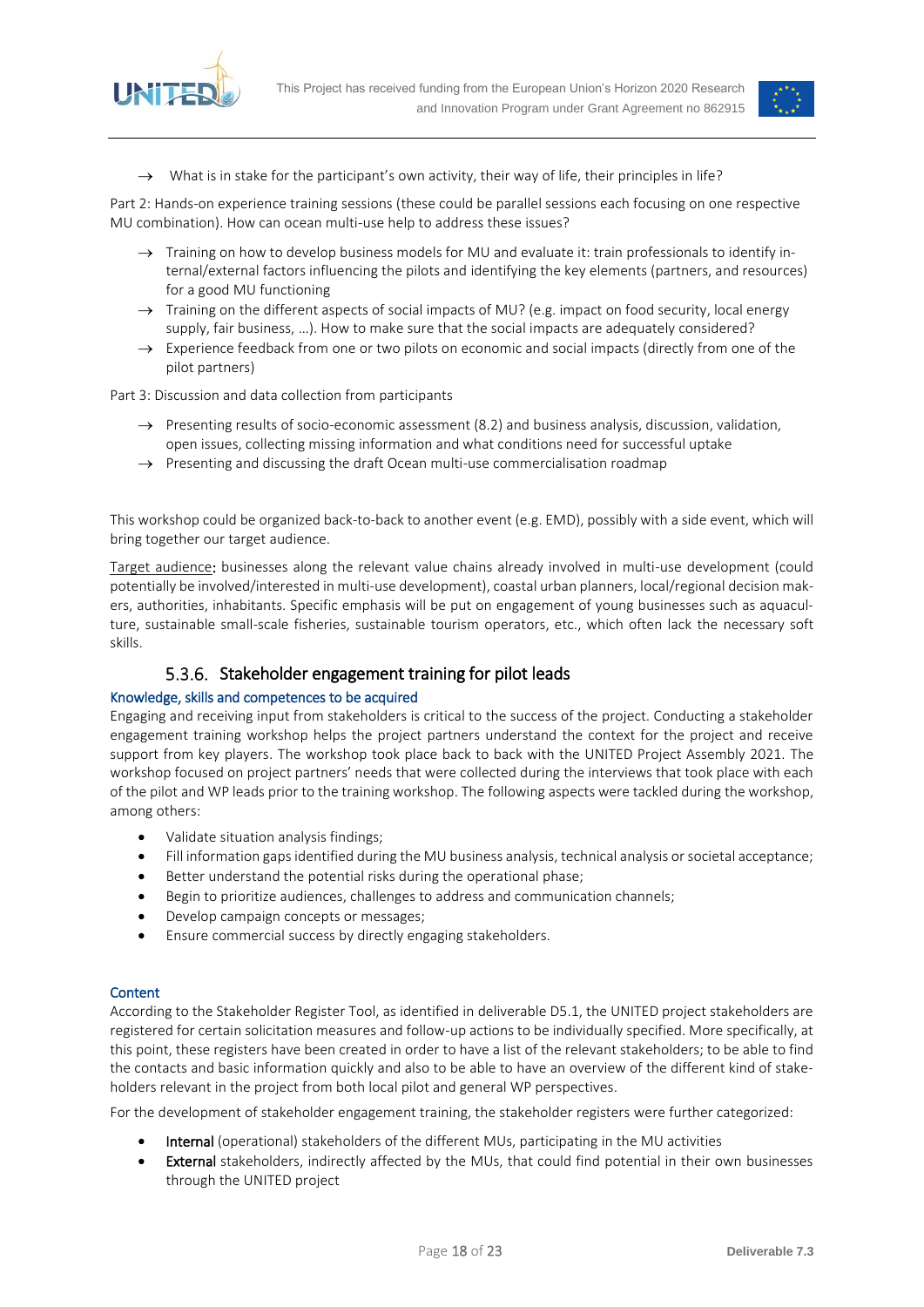→ What is in stake for the participant's own activity, their way of life, their principles in life?

Part 2: Hands-on experience training sessions (these could be parallel sessions each focusing on one respective MU combination). How can ocean multi-use help to address these issues?

→ Training on how to develop business models for MU and evaluate it: train professionals to identify internal/external factors influencing the pilots and identifying the key elements (partners, and resources) for a good MU functioning

→ Training on the different aspects of social impacts of MU? (e.g. impact on food security, local energy supply, fair business, …). How to make sure that the social impacts are adequately considered?

→ Experience feedback from one or two pilots on economic and social impacts (directly from one of the pilot partners)

Part 3: Discussion and data collection from participants

→ Presenting results of socio-economic assessment (8.2) and business analysis, discussion, validation, open issues, collecting missing information and what conditions need for successful uptake

→ Presenting and discussing the draft Ocean multi-use commercialisation roadmap

This workshop could be organized back-to-back to another event (e.g. EMD), possibly with a side event, which will bring together our target audience.

Target audience: businesses along the relevant value chains already involved in multi-use development (could potentially be involved/interested in multi-use development), coastal urban planners, local/regional decision makers, authorities, inhabitants. Specific emphasis will be put on engagement of young businesses such as aquaculture, sustainable small-scale fisheries, sustainable tourism operators, etc., which often lack the necessary soft skills.

### 5.3.6. Stakeholder engagement training for pilot leads

#### Knowledge, skills and competences to be acquired

Engaging and receiving input from stakeholders is critical to the success of the project. Conducting a stakeholder engagement training workshop helps the project partners understand the context for the project and receive support from key players. The workshop took place back to back with the UNITED Project Assembly 2021. The workshop focused on project partners' needs that were collected during the interviews that took place with each of the pilot and WP leads prior to the training workshop. The following aspects were tackled during the workshop, among others:

- Validate situation analysis findings;
- Fill information gaps identified during the MU business analysis, technical analysis or societal acceptance;
- Better understand the potential risks during the operational phase;
- Begin to prioritize audiences, challenges to address and communication channels;
- Develop campaign concepts or messages;
- Ensure commercial success by directly engaging stakeholders.

#### Content

According to the Stakeholder Register Tool, as identified in deliverable D5.1, the UNITED project stakeholders are registered for certain solicitation measures and follow-up actions to be individually specified. More specifically, at this point, these registers have been created in order to have a list of the relevant stakeholders; to be able to find the contacts and basic information quickly and also to be able to have an overview of the different kind of stakeholders relevant in the project from both local pilot and general WP perspectives.

For the development of stakeholder engagement training, the stakeholder registers were further categorized:

- **Internal** (operational) stakeholders of the different MUs, participating in the MU activities
- **External** stakeholders, indirectly affected by the MUs, that could find potential in their own businesses through the UNITED project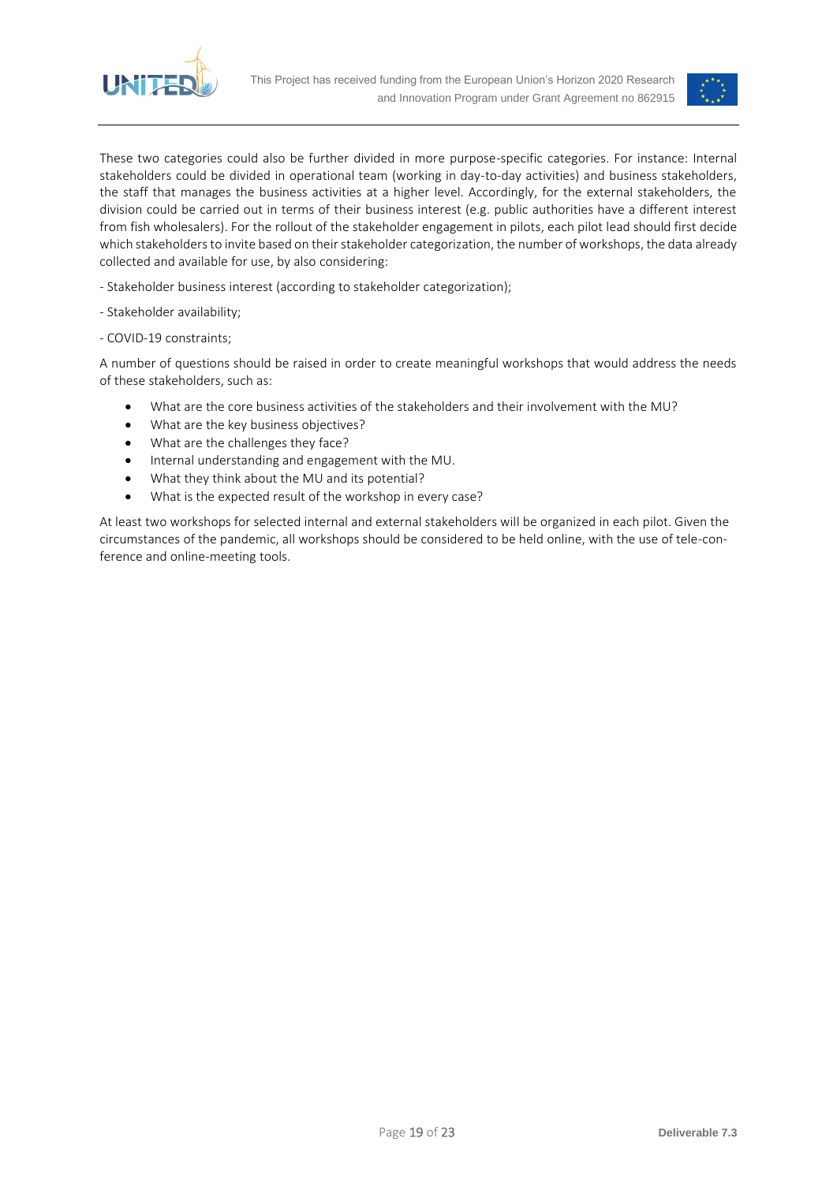These two categories could also be further divided in more purpose-specific categories. For instance: Internal stakeholders could be divided in operational team (working in day-to-day activities) and business stakeholders, the staff that manages the business activities at a higher level. Accordingly, for the external stakeholders, the division could be carried out in terms of their business interest (e.g. public authorities have a different interest from fish wholesalers). For the rollout of the stakeholder engagement in pilots, each pilot lead should first decide which stakeholders to invite based on their stakeholder categorization, the number of workshops, the data already collected and available for use, by also considering:

- Stakeholder business interest (according to stakeholder categorization);

- Stakeholder availability;

- COVID-19 constraints;

A number of questions should be raised in order to create meaningful workshops that would address the needs of these stakeholders, such as:

- What are the core business activities of the stakeholders and their involvement with the MU?
- What are the key business objectives?
- What are the challenges they face?
- Internal understanding and engagement with the MU.
- What they think about the MU and its potential?
- What is the expected result of the workshop in every case?

At least two workshops for selected internal and external stakeholders will be organized in each pilot. Given the circumstances of the pandemic, all workshops should be considered to be held online, with the use of tele-conference and online-meeting tools.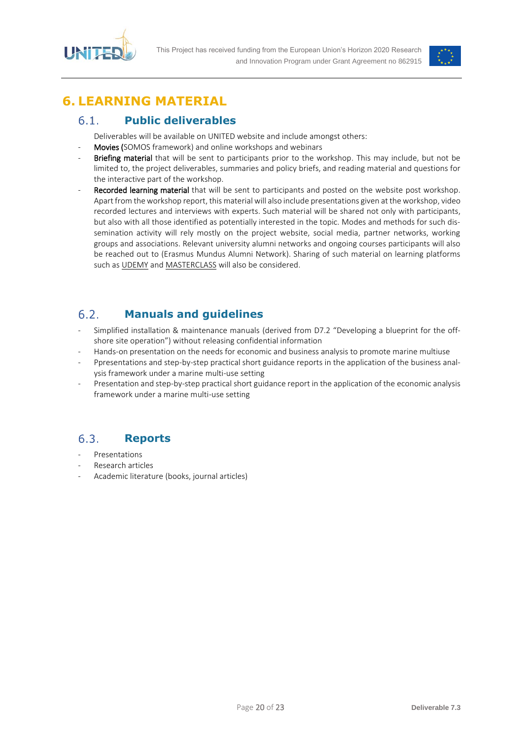// 6. LEARNING MATERIAL

## 6.1. Public deliverables

Deliverables will be available on UNITED website and include amongst others:

- **Movies (**SOMOS framework) and online workshops and webinars
- **Briefing material** that will be sent to participants prior to the workshop. This may include, but not be limited to, the project deliverables, summaries and policy briefs, and reading material and questions for the interactive part of the workshop.
- **Recorded learning material** that will be sent to participants and posted on the website post workshop. Apart from the workshop report, this material will also include presentations given at the workshop, video recorded lectures and interviews with experts. Such material will be shared not only with participants, but also with all those identified as potentially interested in the topic. Modes and methods for such dissemination activity will rely mostly on the project website, social media, partner networks, working groups and associations. Relevant university alumni networks and ongoing courses participants will also be reached out to (Erasmus Mundus Alumni Network). Sharing of such material on learning platforms such as UDEMY and MASTERCLASS will also be considered.

## 6.2. Manuals and guidelines

- Simplified installation & maintenance manuals (derived from D7.2 "Developing a blueprint for the off-shore site operation") without releasing confidential information
- Hands-on presentation on the needs for economic and business analysis to promote marine multiuse
- Ppresentations and step-by-step practical short guidance reports in the application of the business analysis framework under a marine multi-use setting
- Presentation and step-by-step practical short guidance report in the application of the economic analysis framework under a marine multi-use setting

## 6.3. Reports

- Presentations
- Research articles
- Academic literature (books, journal articles)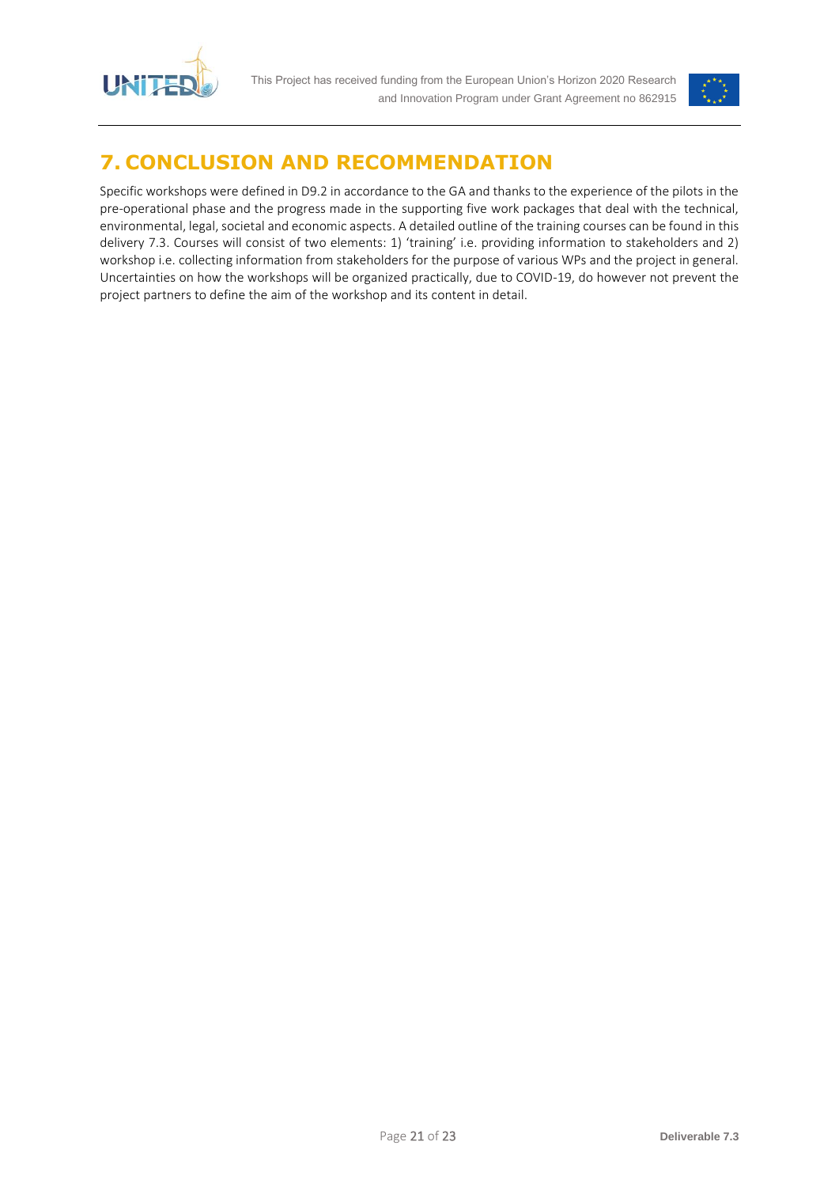# 7. CONCLUSION AND RECOMMENDATION

Specific workshops were defined in D9.2 in accordance to the GA and thanks to the experience of the pilots in the pre-operational phase and the progress made in the supporting five work packages that deal with the technical, environmental, legal, societal and economic aspects. A detailed outline of the training courses can be found in this delivery 7.3. Courses will consist of two elements: 1) 'training' i.e. providing information to stakeholders and 2) workshop i.e. collecting information from stakeholders for the purpose of various WPs and the project in general. Uncertainties on how the workshops will be organized practically, due to COVID-19, do however not prevent the project partners to define the aim of the workshop and its content in detail.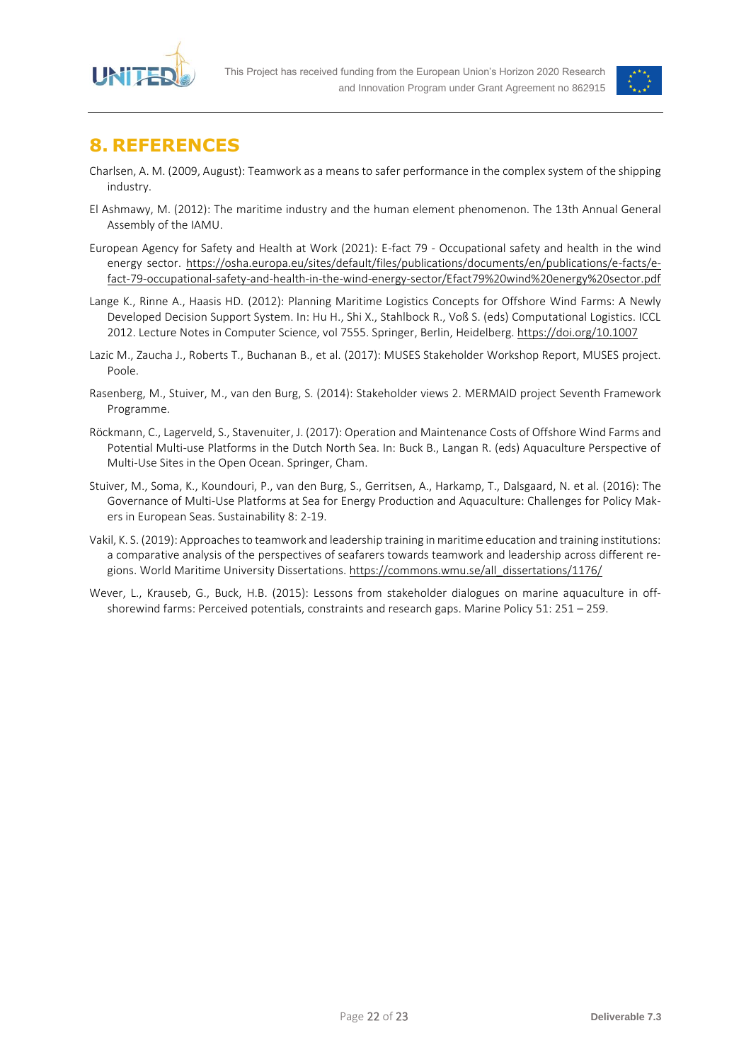# 8. REFERENCES

Charlsen, A. M. (2009, August): Teamwork as a means to safer performance in the complex system of the shipping industry.

El Ashmawy, M. (2012): The maritime industry and the human element phenomenon. The 13th Annual General Assembly of the IAMU.

European Agency for Safety and Health at Work (2021): E-fact 79 - Occupational safety and health in the wind energy sector. https://osha.europa.eu/sites/default/files/publications/documents/en/publications/e-facts/e-fact-79-occupational-safety-and-health-in-the-wind-energy-sector/Efact79%20wind%20energy%20sector.pdf

Lange K., Rinne A., Haasis HD. (2012): Planning Maritime Logistics Concepts for Offshore Wind Farms: A Newly Developed Decision Support System. In: Hu H., Shi X., Stahlbock R., Voß S. (eds) Computational Logistics. ICCL 2012. Lecture Notes in Computer Science, vol 7555. Springer, Berlin, Heidelberg. https://doi.org/10.1007

Lazic M., Zaucha J., Roberts T., Buchanan B., et al. (2017): MUSES Stakeholder Workshop Report, MUSES project. Poole.

Rasenberg, M., Stuiver, M., van den Burg, S. (2014): Stakeholder views 2. MERMAID project Seventh Framework Programme.

Röckmann, C., Lagerveld, S., Stavenuiter, J. (2017): Operation and Maintenance Costs of Offshore Wind Farms and Potential Multi-use Platforms in the Dutch North Sea. In: Buck B., Langan R. (eds) Aquaculture Perspective of Multi-Use Sites in the Open Ocean. Springer, Cham.

Stuiver, M., Soma, K., Koundouri, P., van den Burg, S., Gerritsen, A., Harkamp, T., Dalsgaard, N. et al. (2016): The Governance of Multi-Use Platforms at Sea for Energy Production and Aquaculture: Challenges for Policy Makers in European Seas. Sustainability 8: 2-19.

Vakil, K. S. (2019): Approaches to teamwork and leadership training in maritime education and training institutions: a comparative analysis of the perspectives of seafarers towards teamwork and leadership across different regions. World Maritime University Dissertations. https://commons.wmu.se/all_dissertations/1176/

Wever, L., Krauseb, G., Buck, H.B. (2015): Lessons from stakeholder dialogues on marine aquaculture in offshorewind farms: Perceived potentials, constraints and research gaps. Marine Policy 51: 251 – 259.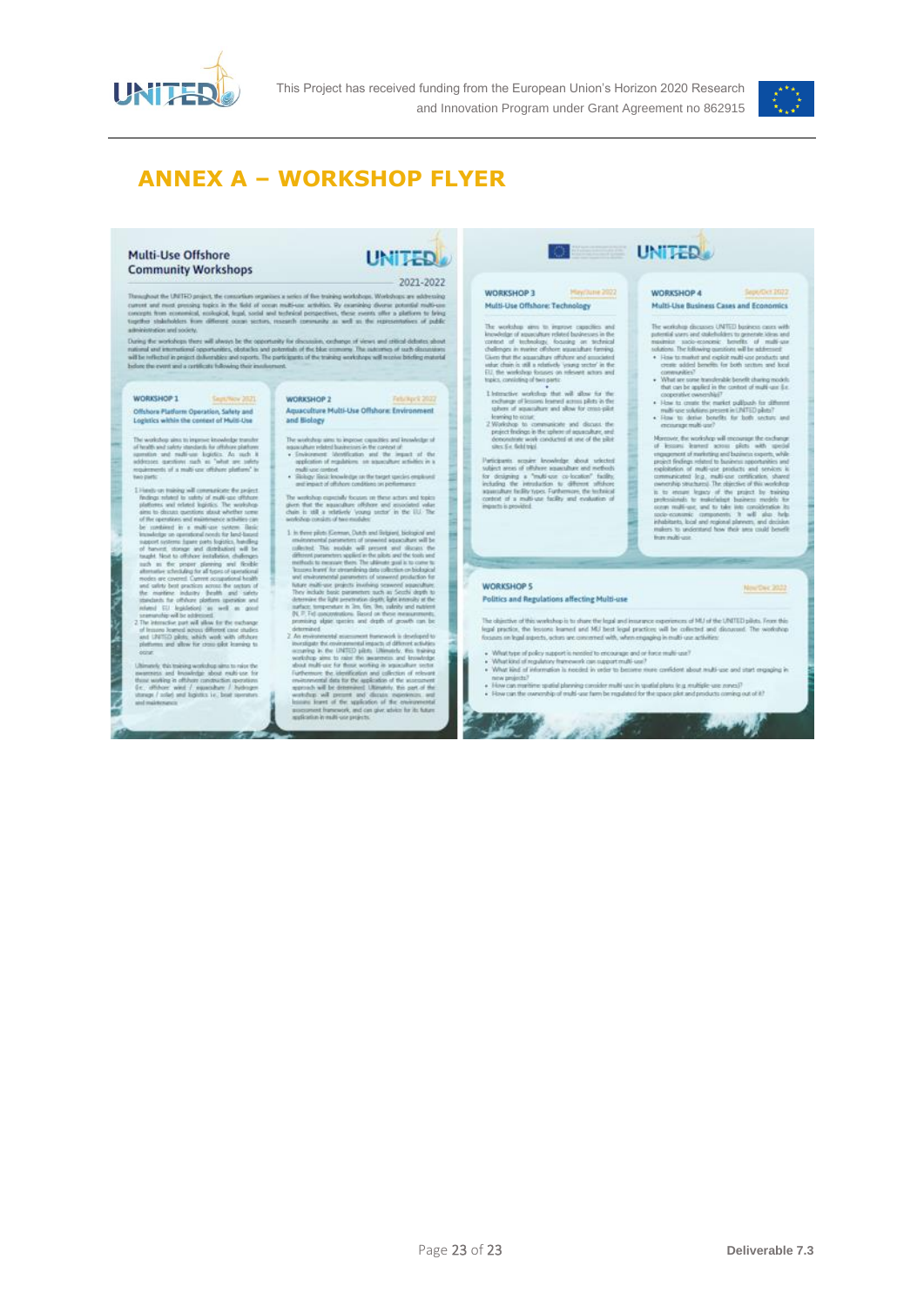# ANNEX A – WORKSHOP FLYER

## Multi-Use Offshore Community Workshops

2021-2022

Throughout the UNITED project, the consortium organises a series of five training workshops. Workshops are addressing current and most pressing topics in the field of ocean multi-use activities. By examining diverse potential multi-use concepts from economical, ecological, legal, social and technical perspectives, these events offer a platform to bring together stakeholders from different ocean sectors, research community as well as the representatives of public administration and society.

During the workshops there will always be the opportunity for discussion, exchange of views and critical debates about national and international opportunities, obstacles and potentials of the blue economy. The outcomes of such discussions will be reflected in project deliverables and reports. The participants of the training workshops will receive briefing material before the event and a certificate following their involvement.

### WORKSHOP 1 — Sept/Nov 2021

**Offshore Platform Operation, Safety and Logistics within the context of Multi-Use**

The workshop aims to improve knowledge transfer of health and safety standards for offshore platform operation and multi-use logistics. As such it addresses questions such as "what are safety requirements of a multi-use offshore platform" in two parts:

1. Hands-on training will communicate the project findings related to safety of multi-use offshore platforms and related logistics.
2. The interactive part will allow for the exchange of lessons learned across different case studies and UNITED pilots, which work with offshore platforms and allow for cross-pilot learning to occur.

### WORKSHOP 2 — Feb/April 2022

**Aquaculture Multi-Use Offshore: Environment and Biology**

The workshop aims to improve capacities and knowledge of aquaculture related businesses in the context of:

- Environment: Identification and the impact of the application of regulations on aquaculture activities in a multi-use context.
- Biology: Basic knowledge on the target species employed and impact of offshore conditions on performance.

### WORKSHOP 3 — May/June 2022

**Multi-Use Offshore: Technology**

The workshop aims to improve capacities and knowledge of aquaculture related businesses in the context of technology, focusing on technical challenges in marine offshore aquaculture farming.

1. Interactive workshop that will allow for the exchange of lessons learned across pilots in the sphere of aquaculture and allow for cross-pilot learning to occur.
2. Workshop to communicate and discuss the project findings in the sphere of aquaculture, and demonstrate work conducted at one of the pilot sites (i.e. field trip).

### WORKSHOP 4 — Sept/Oct 2022

**Multi-Use Business Cases and Economics**

The workshop discusses UNITED business cases with potential users and stakeholders to generate ideas and maximise socio-economic benefits of multi-use solutions. The following questions will be addressed:

- How to market and exploit multi-use products and create added benefits for both sectors and local communities?
- What are some transferable benefit sharing models that can be applied in the context of multi-use (i.e. cooperative ownership)?
- How to create the market pull/push for different multi-use solutions present in UNITED pilots?
- How to devise benefits for both sectors and encourage multi-use?

### WORKSHOP 5 — Nov/Dec 2022

**Politics and Regulations affecting Multi-use**

The objective of this workshop is to share the legal and insurance experiences of MU of the UNITED pilots. From this legal practice, the lessons learned and MU best legal practices will be collected and discussed. The workshop focuses on legal aspects, actors are concerned with, when engaging in multi-use activities:

- What type of policy support is needed to encourage and or force multi-use?
- What kind of regulatory framework can support multi-use?
- What kind of information is needed in order to become more confident about multi-use and start engaging in new projects?
- How can maritime spatial planning consider multi-use in spatial plans (e.g. multiple-use zones)?
- How can the ownership of multi-use farm be regulated for the space plot and products coming out of it?